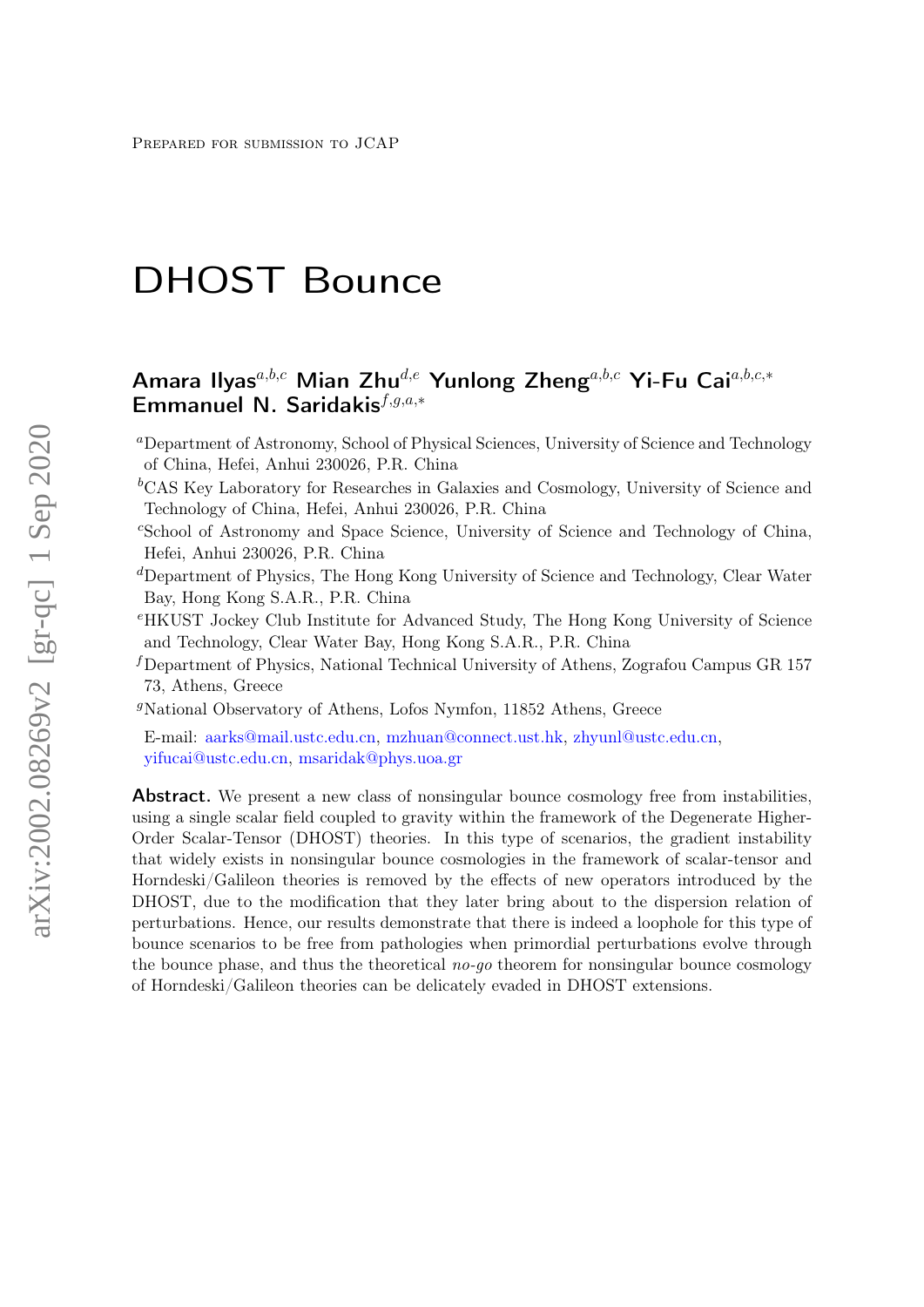Prepared for submission to JCAP

# DHOST Bounce

**Amara Ilyas**[a,b,c] **Mian Zhu**[d,e] **Yunlong Zheng**[a,b,c] **Yi-Fu Cai**[a,b,c,*] **Emmanuel N. Saridakis**[f,g,a,*]

[a]Department of Astronomy, School of Physical Sciences, University of Science and Technology of China, Hefei, Anhui 230026, P.R. China

[b]CAS Key Laboratory for Researches in Galaxies and Cosmology, University of Science and Technology of China, Hefei, Anhui 230026, P.R. China

[c]School of Astronomy and Space Science, University of Science and Technology of China, Hefei, Anhui 230026, P.R. China

[d]Department of Physics, The Hong Kong University of Science and Technology, Clear Water Bay, Hong Kong S.A.R., P.R. China

[e]HKUST Jockey Club Institute for Advanced Study, The Hong Kong University of Science and Technology, Clear Water Bay, Hong Kong S.A.R., P.R. China

[f]Department of Physics, National Technical University of Athens, Zografou Campus GR 157 73, Athens, Greece

[g]National Observatory of Athens, Lofos Nymfon, 11852 Athens, Greece

E-mail: aarks@mail.ustc.edu.cn, mzhuan@connect.ust.hk, zhyunl@ustc.edu.cn, yifucai@ustc.edu.cn, msaridak@phys.uoa.gr

**Abstract.** We present a new class of nonsingular bounce cosmology free from instabilities, using a single scalar field coupled to gravity within the framework of the Degenerate Higher-Order Scalar-Tensor (DHOST) theories. In this type of scenarios, the gradient instability that widely exists in nonsingular bounce cosmologies in the framework of scalar-tensor and Horndeski/Galileon theories is removed by the effects of new operators introduced by the DHOST, due to the modification that they later bring about to the dispersion relation of perturbations. Hence, our results demonstrate that there is indeed a loophole for this type of bounce scenarios to be free from pathologies when primordial perturbations evolve through the bounce phase, and thus the theoretical *no-go* theorem for nonsingular bounce cosmology of Horndeski/Galileon theories can be delicately evaded in DHOST extensions.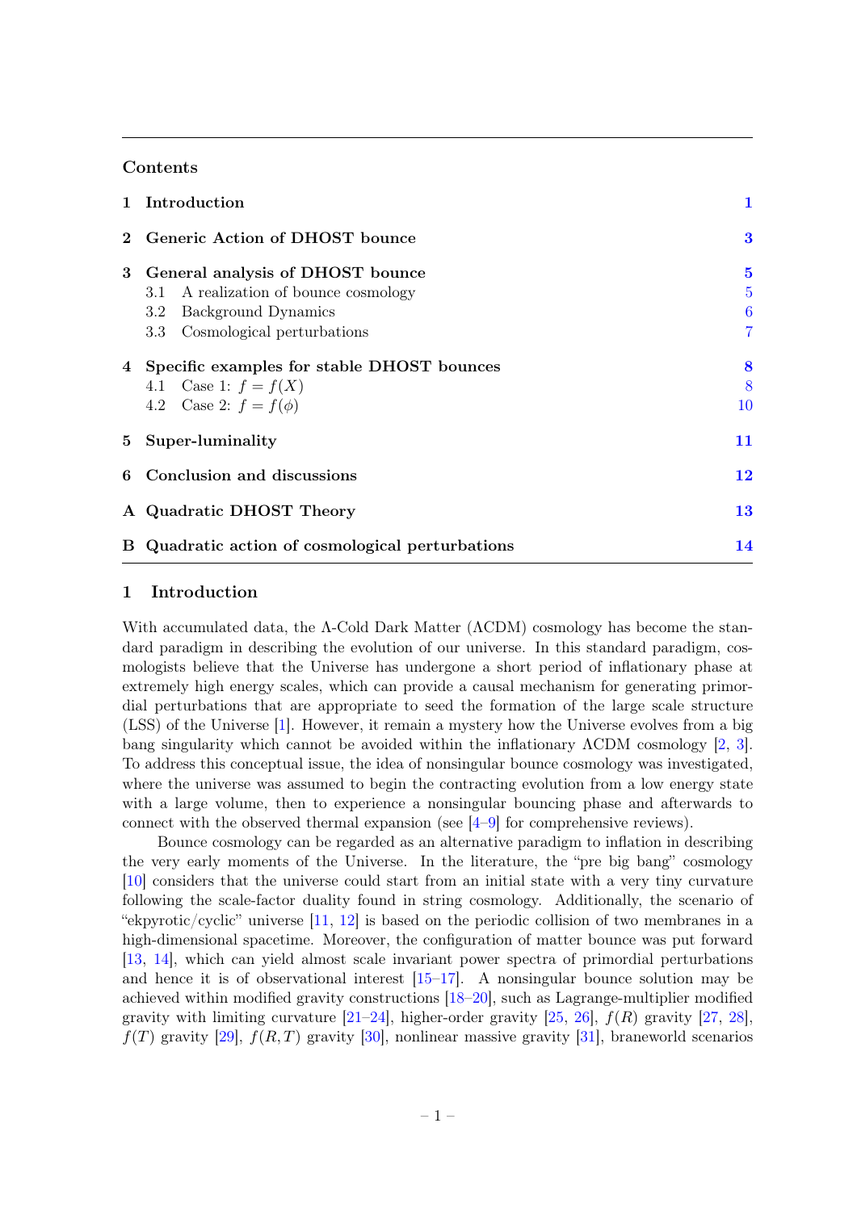## Contents

1 Introduction 1

2 Generic Action of DHOST bounce 3

3 General analysis of DHOST bounce 5
- 3.1 A realization of bounce cosmology 5
- 3.2 Background Dynamics 6
- 3.3 Cosmological perturbations 7

4 Specific examples for stable DHOST bounces 8
- 4.1 Case 1: $f = f(X)$ 8
- 4.2 Case 2: $f = f(\phi)$ 10

5 Super-luminality 11

6 Conclusion and discussions 12

A Quadratic DHOST Theory 13

B Quadratic action of cosmological perturbations 14

# 1 Introduction

With accumulated data, the Λ-Cold Dark Matter (ΛCDM) cosmology has become the standard paradigm in describing the evolution of our universe. In this standard paradigm, cosmologists believe that the Universe has undergone a short period of inflationary phase at extremely high energy scales, which can provide a causal mechanism for generating primordial perturbations that are appropriate to seed the formation of the large scale structure (LSS) of the Universe [1]. However, it remain a mystery how the Universe evolves from a big bang singularity which cannot be avoided within the inflationary ΛCDM cosmology [2, 3]. To address this conceptual issue, the idea of nonsingular bounce cosmology was investigated, where the universe was assumed to begin the contracting evolution from a low energy state with a large volume, then to experience a nonsingular bouncing phase and afterwards to connect with the observed thermal expansion (see [4–9] for comprehensive reviews).

Bounce cosmology can be regarded as an alternative paradigm to inflation in describing the very early moments of the Universe. In the literature, the "pre big bang" cosmology [10] considers that the universe could start from an initial state with a very tiny curvature following the scale-factor duality found in string cosmology. Additionally, the scenario of "ekpyrotic/cyclic" universe [11, 12] is based on the periodic collision of two membranes in a high-dimensional spacetime. Moreover, the configuration of matter bounce was put forward [13, 14], which can yield almost scale invariant power spectra of primordial perturbations and hence it is of observational interest [15–17]. A nonsingular bounce solution may be achieved within modified gravity constructions [18–20], such as Lagrange-multiplier modified gravity with limiting curvature [21–24], higher-order gravity [25, 26], $f(R)$ gravity [27, 28], $f(T)$ gravity [29], $f(R,T)$ gravity [30], nonlinear massive gravity [31], braneworld scenarios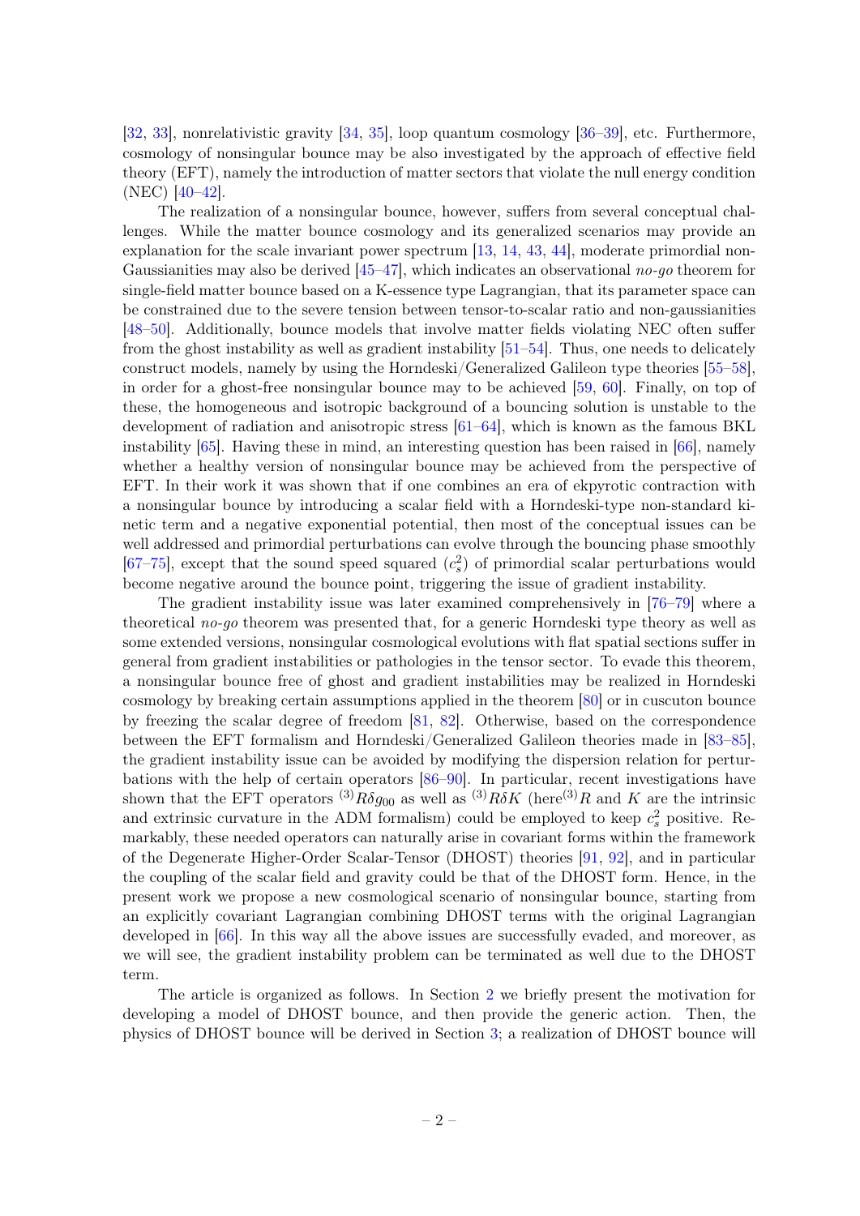[32, 33], nonrelativistic gravity [34, 35], loop quantum cosmology [36–39], etc. Furthermore, cosmology of nonsingular bounce may be also investigated by the approach of effective field theory (EFT), namely the introduction of matter sectors that violate the null energy condition (NEC) [40–42].

The realization of a nonsingular bounce, however, suffers from several conceptual challenges. While the matter bounce cosmology and its generalized scenarios may provide an explanation for the scale invariant power spectrum [13, 14, 43, 44], moderate primordial non-Gaussianities may also be derived [45–47], which indicates an observational *no-go* theorem for single-field matter bounce based on a K-essence type Lagrangian, that its parameter space can be constrained due to the severe tension between tensor-to-scalar ratio and non-gaussianities [48–50]. Additionally, bounce models that involve matter fields violating NEC often suffer from the ghost instability as well as gradient instability [51–54]. Thus, one needs to delicately construct models, namely by using the Horndeski/Generalized Galileon type theories [55–58], in order for a ghost-free nonsingular bounce may to be achieved [59, 60]. Finally, on top of these, the homogeneous and isotropic background of a bouncing solution is unstable to the development of radiation and anisotropic stress [61–64], which is known as the famous BKL instability [65]. Having these in mind, an interesting question has been raised in [66], namely whether a healthy version of nonsingular bounce may be achieved from the perspective of EFT. In their work it was shown that if one combines an era of ekpyrotic contraction with a nonsingular bounce by introducing a scalar field with a Horndeski-type non-standard kinetic term and a negative exponential potential, then most of the conceptual issues can be well addressed and primordial perturbations can evolve through the bouncing phase smoothly [67–75], except that the sound speed squared ($c_s^2$) of primordial scalar perturbations would become negative around the bounce point, triggering the issue of gradient instability.

The gradient instability issue was later examined comprehensively in [76–79] where a theoretical *no-go* theorem was presented that, for a generic Horndeski type theory as well as some extended versions, nonsingular cosmological evolutions with flat spatial sections suffer in general from gradient instabilities or pathologies in the tensor sector. To evade this theorem, a nonsingular bounce free of ghost and gradient instabilities may be realized in Horndeski cosmology by breaking certain assumptions applied in the theorem [80] or in cuscuton bounce by freezing the scalar degree of freedom [81, 82]. Otherwise, based on the correspondence between the EFT formalism and Horndeski/Generalized Galileon theories made in [83–85], the gradient instability issue can be avoided by modifying the dispersion relation for perturbations with the help of certain operators [86–90]. In particular, recent investigations have shown that the EFT operators ${}^{(3)}R\delta g_{00}$ as well as ${}^{(3)}R\delta K$ (here ${}^{(3)}R$ and $K$ are the intrinsic and extrinsic curvature in the ADM formalism) could be employed to keep $c_s^2$ positive. Remarkably, these needed operators can naturally arise in covariant forms within the framework of the Degenerate Higher-Order Scalar-Tensor (DHOST) theories [91, 92], and in particular the coupling of the scalar field and gravity could be that of the DHOST form. Hence, in the present work we propose a new cosmological scenario of nonsingular bounce, starting from an explicitly covariant Lagrangian combining DHOST terms with the original Lagrangian developed in [66]. In this way all the above issues are successfully evaded, and moreover, as we will see, the gradient instability problem can be terminated as well due to the DHOST term.

The article is organized as follows. In Section 2 we briefly present the motivation for developing a model of DHOST bounce, and then provide the generic action. Then, the physics of DHOST bounce will be derived in Section 3; a realization of DHOST bounce will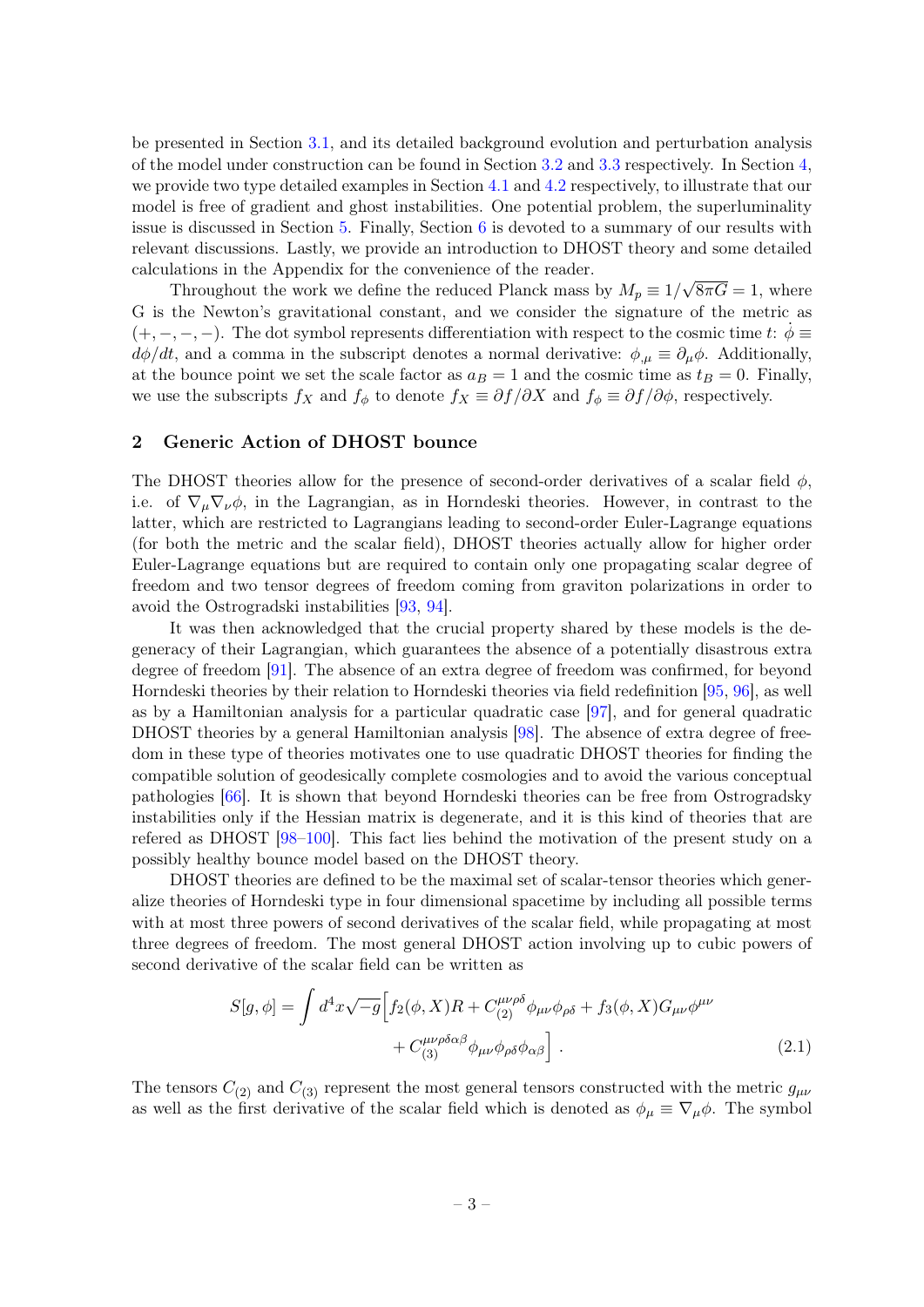be presented in Section 3.1, and its detailed background evolution and perturbation analysis of the model under construction can be found in Section 3.2 and 3.3 respectively. In Section 4, we provide two type detailed examples in Section 4.1 and 4.2 respectively, to illustrate that our model is free of gradient and ghost instabilities. One potential problem, the superluminality issue is discussed in Section 5. Finally, Section 6 is devoted to a summary of our results with relevant discussions. Lastly, we provide an introduction to DHOST theory and some detailed calculations in the Appendix for the convenience of the reader.

Throughout the work we define the reduced Planck mass by $M_p \equiv 1/\sqrt{8\pi G} = 1$, where G is the Newton's gravitational constant, and we consider the signature of the metric as $(+,-,-,-)$. The dot symbol represents differentiation with respect to the cosmic time $t$: $\dot{\phi} \equiv d\phi/dt$, and a comma in the subscript denotes a normal derivative: $\phi_{,\mu} \equiv \partial_\mu \phi$. Additionally, at the bounce point we set the scale factor as $a_B = 1$ and the cosmic time as $t_B = 0$. Finally, we use the subscripts $f_X$ and $f_\phi$ to denote $f_X \equiv \partial f/\partial X$ and $f_\phi \equiv \partial f/\partial \phi$, respectively.

## 2 Generic Action of DHOST bounce

The DHOST theories allow for the presence of second-order derivatives of a scalar field $\phi$, i.e. of $\nabla_\mu \nabla_\nu \phi$, in the Lagrangian, as in Horndeski theories. However, in contrast to the latter, which are restricted to Lagrangians leading to second-order Euler-Lagrange equations (for both the metric and the scalar field), DHOST theories actually allow for higher order Euler-Lagrange equations but are required to contain only one propagating scalar degree of freedom and two tensor degrees of freedom coming from graviton polarizations in order to avoid the Ostrogradski instabilities [93, 94].

It was then acknowledged that the crucial property shared by these models is the degeneracy of their Lagrangian, which guarantees the absence of a potentially disastrous extra degree of freedom [91]. The absence of an extra degree of freedom was confirmed, for beyond Horndeski theories by their relation to Horndeski theories via field redefinition [95, 96], as well as by a Hamiltonian analysis for a particular quadratic case [97], and for general quadratic DHOST theories by a general Hamiltonian analysis [98]. The absence of extra degree of freedom in these type of theories motivates one to use quadratic DHOST theories for finding the compatible solution of geodesically complete cosmologies and to avoid the various conceptual pathologies [66]. It is shown that beyond Horndeski theories can be free from Ostrogradsky instabilities only if the Hessian matrix is degenerate, and it is this kind of theories that are refered as DHOST [98–100]. This fact lies behind the motivation of the present study on a possibly healthy bounce model based on the DHOST theory.

DHOST theories are defined to be the maximal set of scalar-tensor theories which generalize theories of Horndeski type in four dimensional spacetime by including all possible terms with at most three powers of second derivatives of the scalar field, while propagating at most three degrees of freedom. The most general DHOST action involving up to cubic powers of second derivative of the scalar field can be written as

$$
S[g,\phi] = \int d^4x \sqrt{-g}\Big[f_2(\phi,X)R + C_{(2)}^{\mu\nu\rho\delta}\phi_{\mu\nu}\phi_{\rho\delta} + f_3(\phi,X)G_{\mu\nu}\phi^{\mu\nu} + C_{(3)}^{\mu\nu\rho\delta\alpha\beta}\phi_{\mu\nu}\phi_{\rho\delta}\phi_{\alpha\beta}\Big] \,. \tag{2.1}
$$

The tensors $C_{(2)}$ and $C_{(3)}$ represent the most general tensors constructed with the metric $g_{\mu\nu}$ as well as the first derivative of the scalar field which is denoted as $\phi_\mu \equiv \nabla_\mu \phi$. The symbol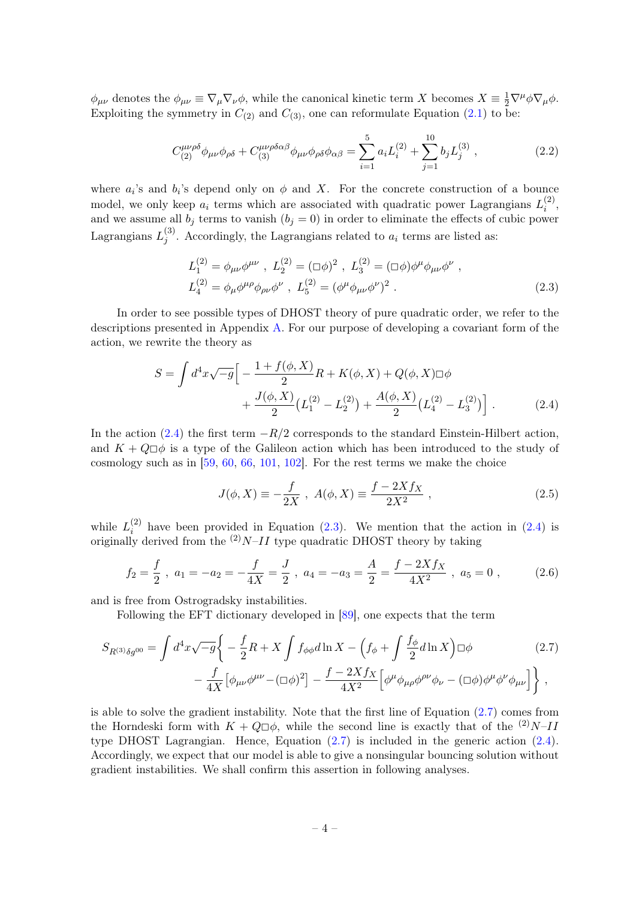$\phi_{\mu\nu}$ denotes the $\phi_{\mu\nu} \equiv \nabla_\mu \nabla_\nu \phi$, while the canonical kinetic term $X$ becomes $X \equiv \frac{1}{2}\nabla^\mu \phi \nabla_\mu \phi$. Exploiting the symmetry in $C_{(2)}$ and $C_{(3)}$, one can reformulate Equation (2.1) to be:

$$
C_{(2)}^{\mu\nu\rho\delta}\phi_{\mu\nu}\phi_{\rho\delta} + C_{(3)}^{\mu\nu\rho\delta\alpha\beta}\phi_{\mu\nu}\phi_{\rho\delta}\phi_{\alpha\beta} = \sum_{i=1}^{5} a_i L_i^{(2)} + \sum_{j=1}^{10} b_j L_j^{(3)} , \tag{2.2}
$$

where $a_i$'s and $b_i$'s depend only on $\phi$ and $X$. For the concrete construction of a bounce model, we only keep $a_i$ terms which are associated with quadratic power Lagrangians $L_i^{(2)}$, and we assume all $b_j$ terms to vanish ($b_j = 0$) in order to eliminate the effects of cubic power Lagrangians $L_j^{(3)}$. Accordingly, the Lagrangians related to $a_i$ terms are listed as:

$$
\begin{aligned}
&L_1^{(2)} = \phi_{\mu\nu}\phi^{\mu\nu} \ , \ L_2^{(2)} = (\Box\phi)^2 \ , \ L_3^{(2)} = (\Box\phi)\phi^\mu\phi_{\mu\nu}\phi^\nu \ , \\
&L_4^{(2)} = \phi_\mu\phi^{\mu\rho}\phi_{\rho\nu}\phi^\nu \ , \ L_5^{(2)} = (\phi^\mu\phi_{\mu\nu}\phi^\nu)^2 \ .
\end{aligned} \tag{2.3}
$$

In order to see possible types of DHOST theory of pure quadratic order, we refer to the descriptions presented in Appendix A. For our purpose of developing a covariant form of the action, we rewrite the theory as

$$
\begin{aligned}
S = \int d^4x\sqrt{-g}\Big[ &-\frac{1+f(\phi,X)}{2}R + K(\phi,X) + Q(\phi,X)\Box\phi \\
&+ \frac{J(\phi,X)}{2}\big(L_1^{(2)} - L_2^{(2)}\big) + \frac{A(\phi,X)}{2}\big(L_4^{(2)} - L_3^{(2)}\big)\Big] \ .
\end{aligned} \tag{2.4}
$$

In the action (2.4) the first term $-R/2$ corresponds to the standard Einstein-Hilbert action, and $K + Q\Box\phi$ is a type of the Galileon action which has been introduced to the study of cosmology such as in [59, 60, 66, 101, 102]. For the rest terms we make the choice

$$
J(\phi,X) \equiv -\frac{f}{2X} \ , \ A(\phi,X) \equiv \frac{f - 2Xf_X}{2X^2} \ , \tag{2.5}
$$

while $L_i^{(2)}$ have been provided in Equation (2.3). We mention that the action in (2.4) is originally derived from the ${}^{(2)}N$–$II$ type quadratic DHOST theory by taking

$$
f_2 = \frac{f}{2} \ , \ a_1 = -a_2 = -\frac{f}{4X} = \frac{J}{2} \ , \ a_4 = -a_3 = \frac{A}{2} = \frac{f - 2Xf_X}{4X^2} \ , \ a_5 = 0 \ , \tag{2.6}
$$

and is free from Ostrogradsky instabilities.

Following the EFT dictionary developed in [89], one expects that the term

$$
\begin{aligned}
S_{R^{(3)}\delta g^{00}} = \int d^4x\sqrt{-g}\Big\{ &-\frac{f}{2}R + X\int f_{\phi\phi} d\ln X - \Big(f_\phi + \int \frac{f_\phi}{2} d\ln X\Big)\Box\phi \\
&- \frac{f}{4X}\big[\phi_{\mu\nu}\phi^{\mu\nu} - (\Box\phi)^2\big] - \frac{f - 2Xf_X}{4X^2}\Big[\phi^\mu\phi_{\mu\rho}\phi^{\rho\nu}\phi_\nu - (\Box\phi)\phi^\mu\phi^\nu\phi_{\mu\nu}\Big]\Big\} \ ,
\end{aligned} \tag{2.7}
$$

is able to solve the gradient instability. Note that the first line of Equation (2.7) comes from the Horndeski form with $K + Q\Box\phi$, while the second line is exactly that of the ${}^{(2)}N$–$II$ type DHOST Lagrangian. Hence, Equation (2.7) is included in the generic action (2.4). Accordingly, we expect that our model is able to give a nonsingular bouncing solution without gradient instabilities. We shall confirm this assertion in following analyses.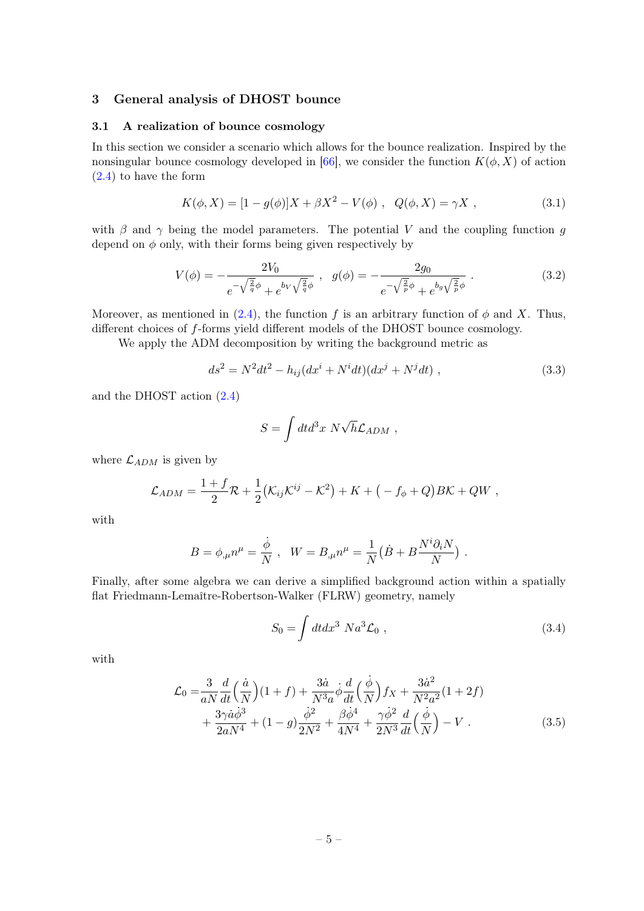## 3 General analysis of DHOST bounce

### 3.1 A realization of bounce cosmology

In this section we consider a scenario which allows for the bounce realization. Inspired by the nonsingular bounce cosmology developed in [66], we consider the function $K(\phi, X)$ of action (2.4) to have the form

$$K(\phi, X) = [1 - g(\phi)]X + \beta X^2 - V(\phi) \ , \quad Q(\phi, X) = \gamma X \ , \tag{3.1}$$

with $\beta$ and $\gamma$ being the model parameters. The potential $V$ and the coupling function $g$ depend on $\phi$ only, with their forms being given respectively by

$$V(\phi) = -\frac{2V_0}{e^{-\sqrt{\frac{2}{q}}\phi} + e^{b_V\sqrt{\frac{2}{q}}\phi}} \ , \quad g(\phi) = -\frac{2g_0}{e^{-\sqrt{\frac{2}{p}}\phi} + e^{b_g\sqrt{\frac{2}{p}}\phi}} \ . \tag{3.2}$$

Moreover, as mentioned in (2.4), the function $f$ is an arbitrary function of $\phi$ and $X$. Thus, different choices of $f$-forms yield different models of the DHOST bounce cosmology.

We apply the ADM decomposition by writing the background metric as

$$ds^2 = N^2 dt^2 - h_{ij}(dx^i + N^i dt)(dx^j + N^j dt) \ , \tag{3.3}$$

and the DHOST action (2.4)

$$S = \int dt d^3x \ N\sqrt{h}\mathcal{L}_{ADM} \ ,$$

where $\mathcal{L}_{ADM}$ is given by

$$\mathcal{L}_{ADM} = \frac{1+f}{2}\mathcal{R} + \frac{1}{2}\big(\mathcal{K}_{ij}\mathcal{K}^{ij} - \mathcal{K}^2\big) + K + \big(-f_\phi + Q\big)B\mathcal{K} + QW \ ,$$

with

$$B = \phi_{,\mu}n^\mu = \frac{\dot{\phi}}{N} \ , \quad W = B_{,\mu}n^\mu = \frac{1}{N}\big(\dot{B} + B\frac{N^i\partial_i N}{N}\big) \ .$$

Finally, after some algebra we can derive a simplified background action within a spatially flat Friedmann-Lemaître-Robertson-Walker (FLRW) geometry, namely

$$S_0 = \int dt dx^3 \ N a^3 \mathcal{L}_0 \ , \tag{3.4}$$

with

$$\begin{aligned}\mathcal{L}_0 =& \frac{3}{aN}\frac{d}{dt}\Big(\frac{\dot{a}}{N}\Big)(1+f) + \frac{3\dot{a}}{N^3 a}\dot{\phi}\frac{d}{dt}\Big(\frac{\dot{\phi}}{N}\Big)f_X + \frac{3\dot{a}^2}{N^2a^2}(1+2f) \\ &+ \frac{3\gamma\dot{a}\dot{\phi}^3}{2aN^4} + (1-g)\frac{\dot{\phi}^2}{2N^2} + \frac{\beta\dot{\phi}^4}{4N^4} + \frac{\gamma\dot{\phi}^2}{2N^3}\frac{d}{dt}\Big(\frac{\dot{\phi}}{N}\Big) - V \ .\end{aligned} \tag{3.5}$$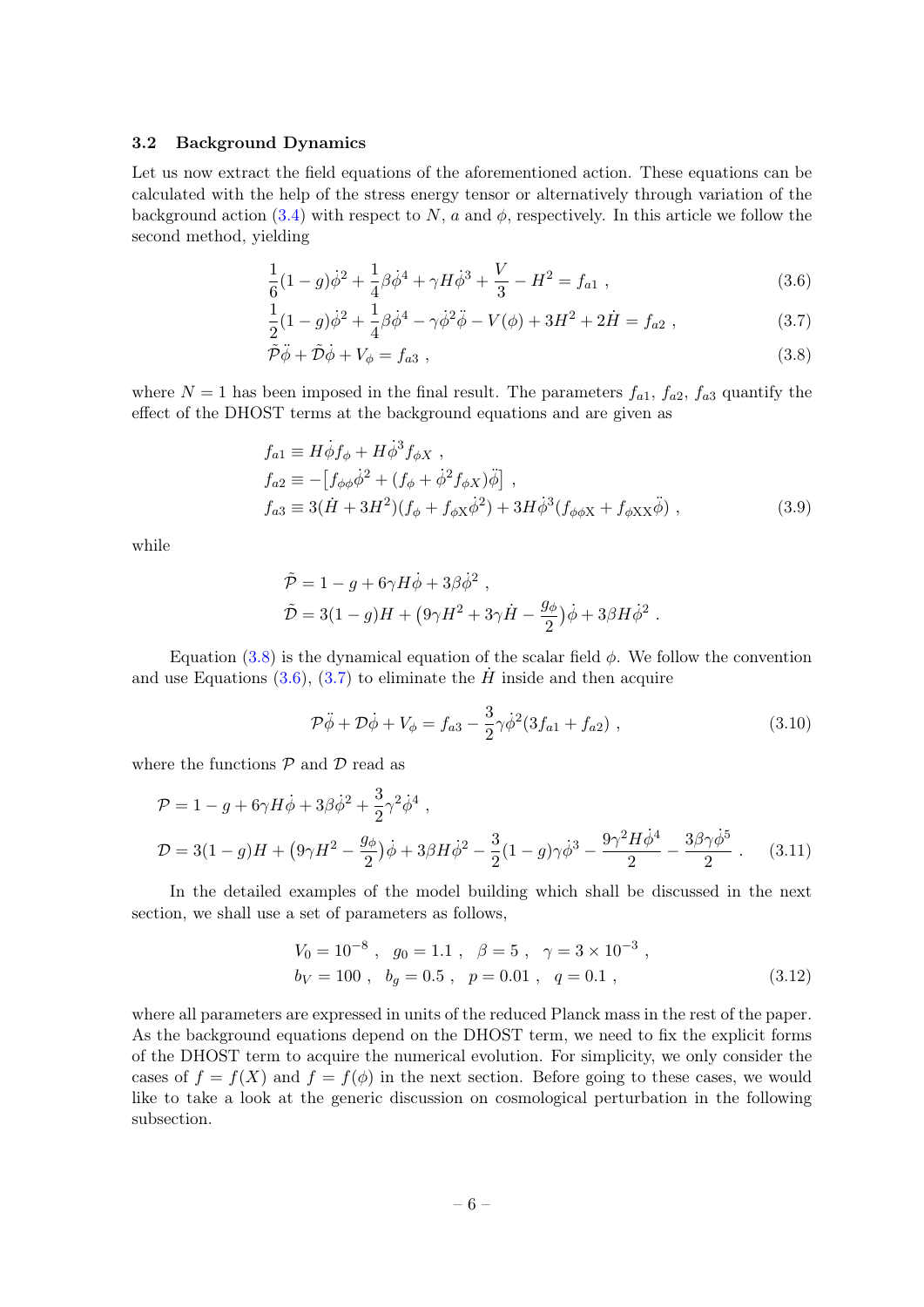### 3.2 Background Dynamics

Let us now extract the field equations of the aforementioned action. These equations can be calculated with the help of the stress energy tensor or alternatively through variation of the background action (3.4) with respect to $N$, $a$ and $\phi$, respectively. In this article we follow the second method, yielding

$$\frac{1}{6}(1-g)\dot{\phi}^2 + \frac{1}{4}\beta\dot{\phi}^4 + \gamma H\dot{\phi}^3 + \frac{V}{3} - H^2 = f_{a1} \ , \tag{3.6}$$

$$\frac{1}{2}(1-g)\dot{\phi}^2 + \frac{1}{4}\beta\dot{\phi}^4 - \gamma\dot{\phi}^2\ddot{\phi} - V(\phi) + 3H^2 + 2\dot{H} = f_{a2} \ , \tag{3.7}$$

$$\tilde{\mathcal{P}}\ddot{\phi} + \tilde{\mathcal{D}}\dot{\phi} + V_\phi = f_{a3} \ , \tag{3.8}$$

where $N = 1$ has been imposed in the final result. The parameters $f_{a1}$, $f_{a2}$, $f_{a3}$ quantify the effect of the DHOST terms at the background equations and are given as

$$\begin{aligned}
f_{a1} &\equiv H\dot{\phi}f_\phi + H\dot{\phi}^3 f_{\phi X} \ , \\
f_{a2} &\equiv -\left[f_{\phi\phi}\dot{\phi}^2 + (f_\phi + \dot{\phi}^2 f_{\phi X})\ddot{\phi}\right] \ , \\
f_{a3} &\equiv 3(\dot{H} + 3H^2)(f_\phi + f_{\phi \mathrm{X}}\dot{\phi}^2) + 3H\dot{\phi}^3(f_{\phi\phi \mathrm{X}} + f_{\phi \mathrm{XX}}\ddot{\phi}) \ ,
\end{aligned} \tag{3.9}$$

while

$$\begin{aligned}
\tilde{\mathcal{P}} &= 1 - g + 6\gamma H\dot{\phi} + 3\beta\dot{\phi}^2 \ , \\
\tilde{\mathcal{D}} &= 3(1-g)H + \left(9\gamma H^2 + 3\gamma\dot{H} - \frac{g_\phi}{2}\right)\dot{\phi} + 3\beta H\dot{\phi}^2 \ .
\end{aligned}$$

Equation (3.8) is the dynamical equation of the scalar field $\phi$. We follow the convention and use Equations (3.6), (3.7) to eliminate the $\dot{H}$ inside and then acquire

$$\mathcal{P}\ddot{\phi} + \mathcal{D}\dot{\phi} + V_\phi = f_{a3} - \frac{3}{2}\gamma\dot{\phi}^2(3f_{a1} + f_{a2}) \ , \tag{3.10}$$

where the functions $\mathcal{P}$ and $\mathcal{D}$ read as

$$\begin{aligned}
\mathcal{P} &= 1 - g + 6\gamma H\dot{\phi} + 3\beta\dot{\phi}^2 + \frac{3}{2}\gamma^2\dot{\phi}^4 \ , \\
\mathcal{D} &= 3(1-g)H + \left(9\gamma H^2 - \frac{g_\phi}{2}\right)\dot{\phi} + 3\beta H\dot{\phi}^2 - \frac{3}{2}(1-g)\gamma\dot{\phi}^3 - \frac{9\gamma^2 H\dot{\phi}^4}{2} - \frac{3\beta\gamma\dot{\phi}^5}{2} \ .
\end{aligned} \tag{3.11}$$

In the detailed examples of the model building which shall be discussed in the next section, we shall use a set of parameters as follows,

$$\begin{aligned}
&V_0 = 10^{-8} \ , \quad g_0 = 1.1 \ , \quad \beta = 5 \ , \quad \gamma = 3 \times 10^{-3} \ , \\
&b_V = 100 \ , \quad b_g = 0.5 \ , \quad p = 0.01 \ , \quad q = 0.1 \ ,
\end{aligned} \tag{3.12}$$

where all parameters are expressed in units of the reduced Planck mass in the rest of the paper. As the background equations depend on the DHOST term, we need to fix the explicit forms of the DHOST term to acquire the numerical evolution. For simplicity, we only consider the cases of $f = f(X)$ and $f = f(\phi)$ in the next section. Before going to these cases, we would like to take a look at the generic discussion on cosmological perturbation in the following subsection.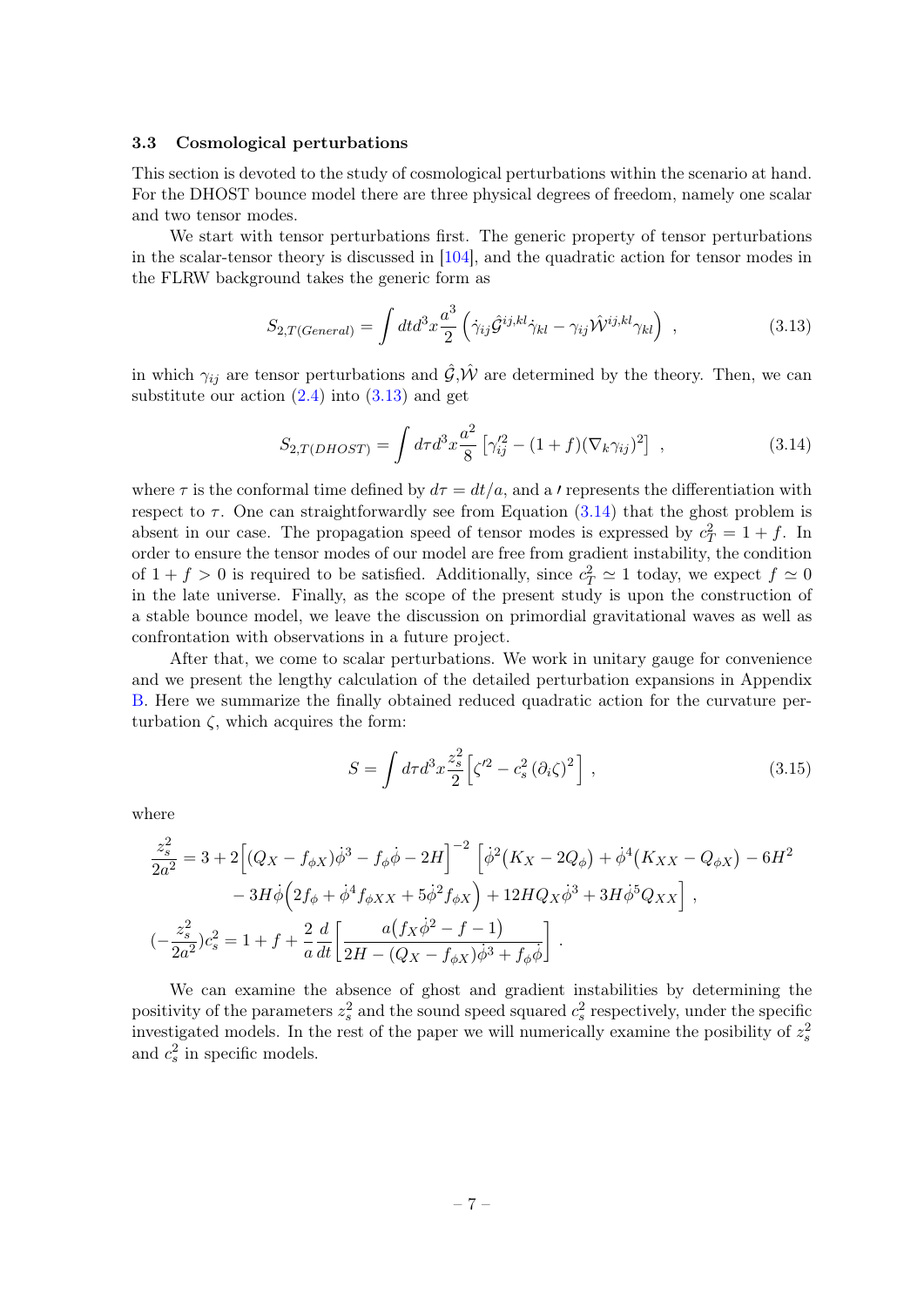### 3.3 Cosmological perturbations

This section is devoted to the study of cosmological perturbations within the scenario at hand. For the DHOST bounce model there are three physical degrees of freedom, namely one scalar and two tensor modes.

We start with tensor perturbations first. The generic property of tensor perturbations in the scalar-tensor theory is discussed in [104], and the quadratic action for tensor modes in the FLRW background takes the generic form as

$$S_{2,T(General)} = \int dt d^3x \frac{a^3}{2}\left(\dot{\gamma}_{ij}\hat{\mathcal{G}}^{ij,kl}\dot{\gamma}_{kl} - \gamma_{ij}\hat{\mathcal{W}}^{ij,kl}\gamma_{kl}\right) \ , \tag{3.13}$$

in which $\gamma_{ij}$ are tensor perturbations and $\hat{\mathcal{G}}$,$\hat{\mathcal{W}}$ are determined by the theory. Then, we can substitute our action (2.4) into (3.13) and get

$$S_{2,T(DHOST)} = \int d\tau d^3x \frac{a^2}{8}\left[\gamma_{ij}'^2 - (1+f)(\nabla_k\gamma_{ij})^2\right] \ , \tag{3.14}$$

where $\tau$ is the conformal time defined by $d\tau = dt/a$, and a $'$ represents the differentiation with respect to $\tau$. One can straightforwardly see from Equation (3.14) that the ghost problem is absent in our case. The propagation speed of tensor modes is expressed by $c_T^2 = 1+f$. In order to ensure the tensor modes of our model are free from gradient instability, the condition of $1+f>0$ is required to be satisfied. Additionally, since $c_T^2 \simeq 1$ today, we expect $f \simeq 0$ in the late universe. Finally, as the scope of the present study is upon the construction of a stable bounce model, we leave the discussion on primordial gravitational waves as well as confrontation with observations in a future project.

After that, we come to scalar perturbations. We work in unitary gauge for convenience and we present the lengthy calculation of the detailed perturbation expansions in Appendix B. Here we summarize the finally obtained reduced quadratic action for the curvature perturbation $\zeta$, which acquires the form:

$$S = \int d\tau d^3x \frac{z_s^2}{2}\Big[\zeta'^2 - c_s^2\left(\partial_i\zeta\right)^2\Big] \ , \tag{3.15}$$

where

$$\begin{aligned}
\frac{z_s^2}{2a^2} = 3 + 2\Big[(Q_X - f_{\phi X})\dot{\phi}^3 - f_\phi\dot{\phi} - 2H\Big]^{-2}\Big[&\dot{\phi}^2\big(K_X - 2Q_\phi\big) + \dot{\phi}^4\big(K_{XX} - Q_{\phi X}\big) - 6H^2 \\
&- 3H\dot{\phi}\Big(2f_\phi + \dot{\phi}^4 f_{\phi XX} + 5\dot{\phi}^2 f_{\phi X}\Big) + 12HQ_X\dot{\phi}^3 + 3H\dot{\phi}^5 Q_{XX}\Big] \ , \\
(-\frac{z_s^2}{2a^2})c_s^2 = 1 + f + \frac{2}{a}\frac{d}{dt}&\left[\frac{a\big(f_X\dot{\phi}^2 - f - 1\big)}{2H - (Q_X - f_{\phi X})\dot{\phi}^3 + f_\phi\dot{\phi}}\right] \ .
\end{aligned}$$

We can examine the absence of ghost and gradient instabilities by determining the positivity of the parameters $z_s^2$ and the sound speed squared $c_s^2$ respectively, under the specific investigated models. In the rest of the paper we will numerically examine the posibility of $z_s^2$ and $c_s^2$ in specific models.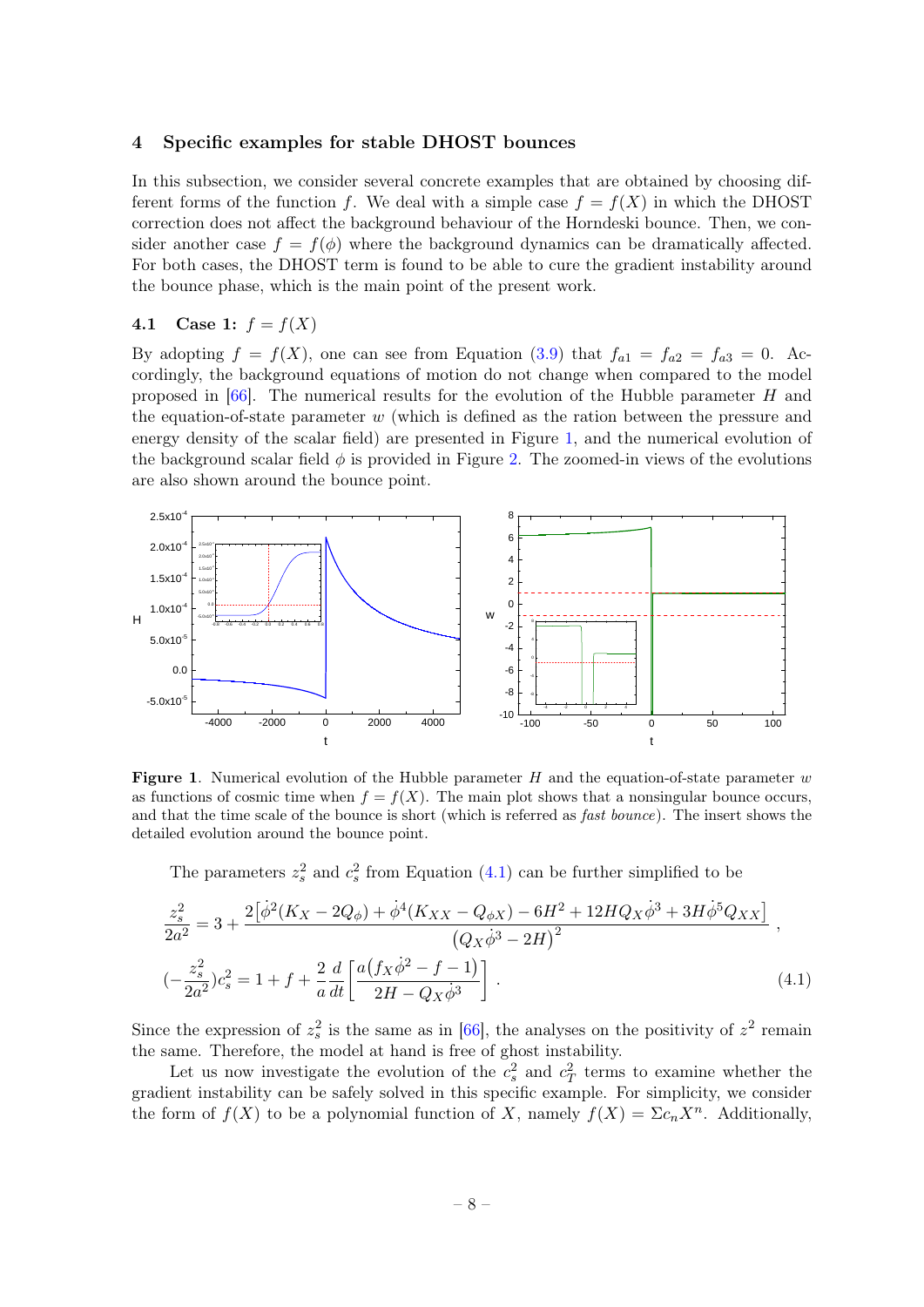## 4 Specific examples for stable DHOST bounces

In this subsection, we consider several concrete examples that are obtained by choosing different forms of the function $f$. We deal with a simple case $f = f(X)$ in which the DHOST correction does not affect the background behaviour of the Horndeski bounce. Then, we consider another case $f = f(\phi)$ where the background dynamics can be dramatically affected. For both cases, the DHOST term is found to be able to cure the gradient instability around the bounce phase, which is the main point of the present work.

### 4.1 Case 1: $f = f(X)$

By adopting $f = f(X)$, one can see from Equation (3.9) that $f_{a1} = f_{a2} = f_{a3} = 0$. Accordingly, the background equations of motion do not change when compared to the model proposed in [66]. The numerical results for the evolution of the Hubble parameter $H$ and the equation-of-state parameter $w$ (which is defined as the ration between the pressure and energy density of the scalar field) are presented in Figure 1, and the numerical evolution of the background scalar field $\phi$ is provided in Figure 2. The zoomed-in views of the evolutions are also shown around the bounce point.

H

2.5x10^-4
2.0x10^-4
1.5x10^-4
1.0x10^-4
5.0x10^-5
0.0
-5.0x10^-5

-4000 -2000 0 2000 4000

t

w

8
6
4
2
0
-2
-4
-6
-8
-10

-100 -50 0 50 100

t

**Figure 1**. Numerical evolution of the Hubble parameter $H$ and the equation-of-state parameter $w$ as functions of cosmic time when $f = f(X)$. The main plot shows that a nonsingular bounce occurs, and that the time scale of the bounce is short (which is referred as *fast bounce*). The insert shows the detailed evolution around the bounce point.

The parameters $z_s^2$ and $c_s^2$ from Equation (4.1) can be further simplified to be

$$
\begin{aligned}
\frac{z_s^2}{2a^2} &= 3 + \frac{2\left[\dot{\phi}^2(K_X - 2Q_\phi) + \dot{\phi}^4(K_{XX} - Q_{\phi X}) - 6H^2 + 12HQ_X\dot{\phi}^3 + 3H\dot{\phi}^5 Q_{XX}\right]}{\left(Q_X\dot{\phi}^3 - 2H\right)^2} \,, \\
\left(-\frac{z_s^2}{2a^2}\right)c_s^2 &= 1 + f + \frac{2}{a}\frac{d}{dt}\left[\frac{a\left(f_X\dot{\phi}^2 - f - 1\right)}{2H - Q_X\dot{\phi}^3}\right] \,. 
\end{aligned}
\tag{4.1}
$$

Since the expression of $z_s^2$ is the same as in [66], the analyses on the positivity of $z^2$ remain the same. Therefore, the model at hand is free of ghost instability.

Let us now investigate the evolution of the $c_s^2$ and $c_T^2$ terms to examine whether the gradient instability can be safely solved in this specific example. For simplicity, we consider the form of $f(X)$ to be a polynomial function of $X$, namely $f(X) = \Sigma c_n X^n$. Additionally,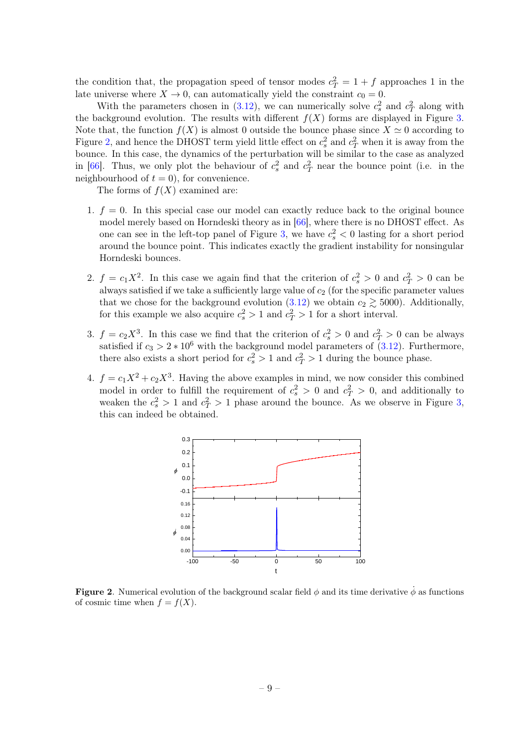the condition that, the propagation speed of tensor modes $c_T^2 = 1 + f$ approaches 1 in the late universe where $X \to 0$, can automatically yield the constraint $c_0 = 0$.

With the parameters chosen in (3.12), we can numerically solve $c_s^2$ and $c_T^2$ along with the background evolution. The results with different $f(X)$ forms are displayed in Figure 3. Note that, the function $f(X)$ is almost 0 outside the bounce phase since $X \simeq 0$ according to Figure 2, and hence the DHOST term yield little effect on $c_s^2$ and $c_T^2$ when it is away from the bounce. In this case, the dynamics of the perturbation will be similar to the case as analyzed in [66]. Thus, we only plot the behaviour of $c_s^2$ and $c_T^2$ near the bounce point (i.e. in the neighbourhood of $t = 0$), for convenience.

The forms of $f(X)$ examined are:

1. $f = 0$. In this special case our model can exactly reduce back to the original bounce model merely based on Horndeski theory as in [66], where there is no DHOST effect. As one can see in the left-top panel of Figure 3, we have $c_s^2 < 0$ lasting for a short period around the bounce point. This indicates exactly the gradient instability for nonsingular Horndeski bounces.

2. $f = c_1 X^2$. In this case we again find that the criterion of $c_s^2 > 0$ and $c_T^2 > 0$ can be always satisfied if we take a sufficiently large value of $c_2$ (for the specific parameter values that we chose for the background evolution (3.12) we obtain $c_2 \gtrsim 5000$). Additionally, for this example we also acquire $c_s^2 > 1$ and $c_T^2 > 1$ for a short interval.

3. $f = c_2 X^3$. In this case we find that the criterion of $c_s^2 > 0$ and $c_T^2 > 0$ can be always satisfied if $c_3 > 2 * 10^6$ with the background model parameters of (3.12). Furthermore, there also exists a short period for $c_s^2 > 1$ and $c_T^2 > 1$ during the bounce phase.

4. $f = c_1 X^2 + c_2 X^3$. Having the above examples in mind, we now consider this combined model in order to fulfill the requirement of $c_s^2 > 0$ and $c_T^2 > 0$, and additionally to weaken the $c_s^2 > 1$ and $c_T^2 > 1$ phase around the bounce. As we observe in Figure 3, this can indeed be obtained.

0.3
0.2
0.1
$\phi$
0.0
-0.1
0.16
0.12
$\dot{\phi}$
0.08
0.04
0.00
-100
-50
0
50
100
t

**Figure 2**. Numerical evolution of the background scalar field $\phi$ and its time derivative $\dot{\phi}$ as functions of cosmic time when $f = f(X)$.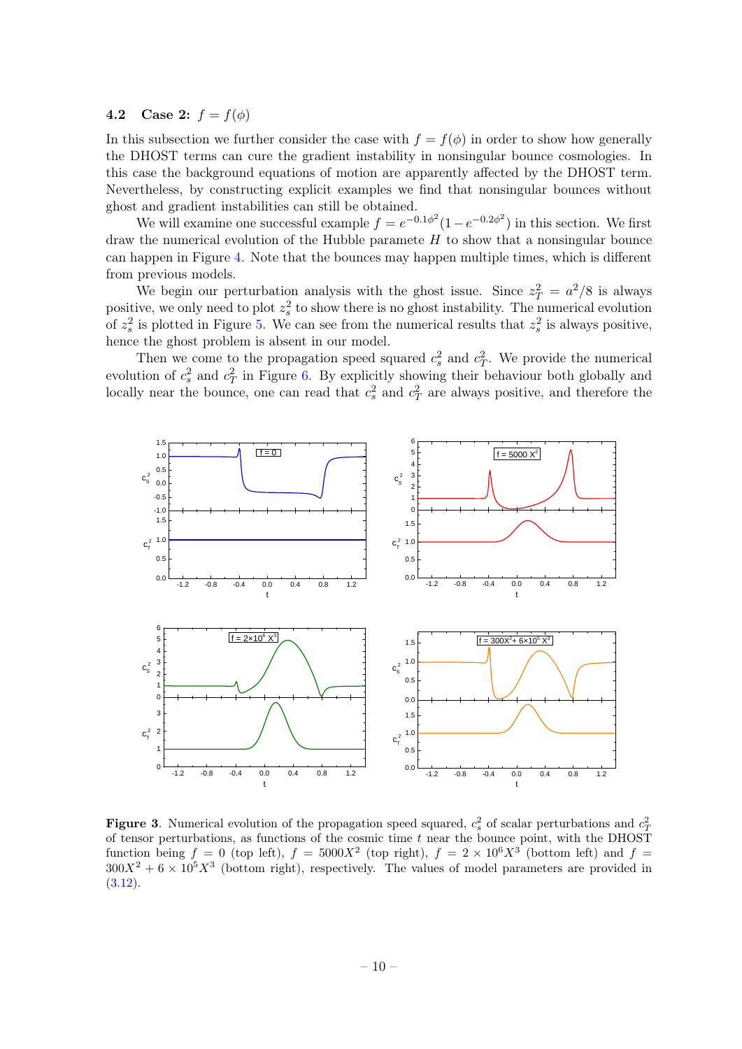### 4.2 Case 2: $f = f(\phi)$

In this subsection we further consider the case with $f = f(\phi)$ in order to show how generally the DHOST terms can cure the gradient instability in nonsingular bounce cosmologies. In this case the background equations of motion are apparently affected by the DHOST term. Nevertheless, by constructing explicit examples we find that nonsingular bounces without ghost and gradient instabilities can still be obtained.

We will examine one successful example $f = e^{-0.1\phi^2}(1 - e^{-0.2\phi^2})$ in this section. We first draw the numerical evolution of the Hubble paramete $H$ to show that a nonsingular bounce can happen in Figure 4. Note that the bounces may happen multiple times, which is different from previous models.

We begin our perturbation analysis with the ghost issue. Since $z_T^2 = a^2/8$ is always positive, we only need to plot $z_s^2$ to show there is no ghost instability. The numerical evolution of $z_s^2$ is plotted in Figure 5. We can see from the numerical results that $z_s^2$ is always positive, hence the ghost problem is absent in our model.

Then we come to the propagation speed squared $c_s^2$ and $c_T^2$. We provide the numerical evolution of $c_s^2$ and $c_T^2$ in Figure 6. By explicitly showing their behaviour both globally and locally near the bounce, one can read that $c_s^2$ and $c_T^2$ are always positive, and therefore the

**Figure 3**. Numerical evolution of the propagation speed squared, $c_s^2$ of scalar perturbations and $c_T^2$ of tensor perturbations, as functions of the cosmic time $t$ near the bounce point, with the DHOST function being $f = 0$ (top left), $f = 5000X^2$ (top right), $f = 2 \times 10^6 X^3$ (bottom left) and $f = 300X^2 + 6 \times 10^5 X^3$ (bottom right), respectively. The values of model parameters are provided in (3.12).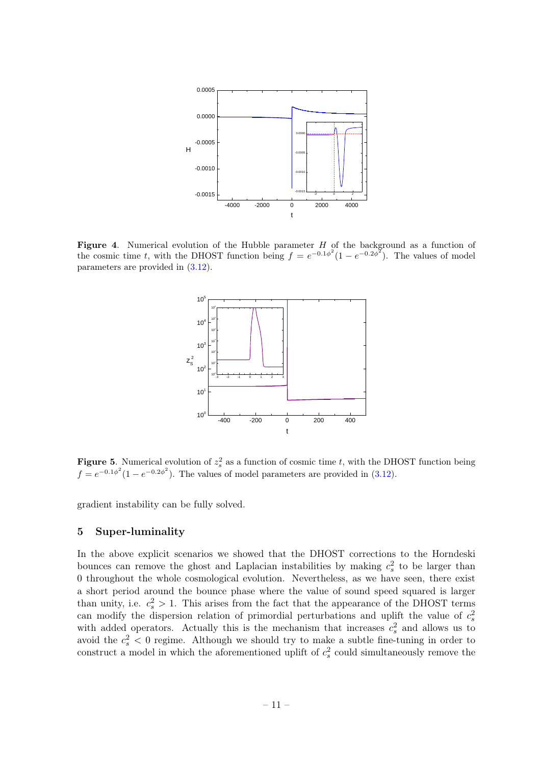0.0005
0.0000
-0.0005
H
-0.0010
-0.0015
-4000
-2000
0
2000
4000
t

**Figure 4**. Numerical evolution of the Hubble parameter $H$ of the background as a function of the cosmic time $t$, with the DHOST function being $f = e^{-0.1\phi^2}(1 - e^{-0.2\phi^2})$. The values of model parameters are provided in (3.12).

$10^5$
$10^4$
$10^3$
$z_s^2$
$10^2$
$10^1$
$10^0$
-400
-200
0
200
400
t

**Figure 5**. Numerical evolution of $z_s^2$ as a function of cosmic time $t$, with the DHOST function being $f = e^{-0.1\phi^2}(1 - e^{-0.2\phi^2})$. The values of model parameters are provided in (3.12).

gradient instability can be fully solved.

## 5 Super-luminality

In the above explicit scenarios we showed that the DHOST corrections to the Horndeski bounces can remove the ghost and Laplacian instabilities by making $c_s^2$ to be larger than 0 throughout the whole cosmological evolution. Nevertheless, as we have seen, there exist a short period around the bounce phase where the value of sound speed squared is larger than unity, i.e. $c_s^2 > 1$. This arises from the fact that the appearance of the DHOST terms can modify the dispersion relation of primordial perturbations and uplift the value of $c_s^2$ with added operators. Actually this is the mechanism that increases $c_s^2$ and allows us to avoid the $c_s^2 < 0$ regime. Although we should try to make a subtle fine-tuning in order to construct a model in which the aforementioned uplift of $c_s^2$ could simultaneously remove the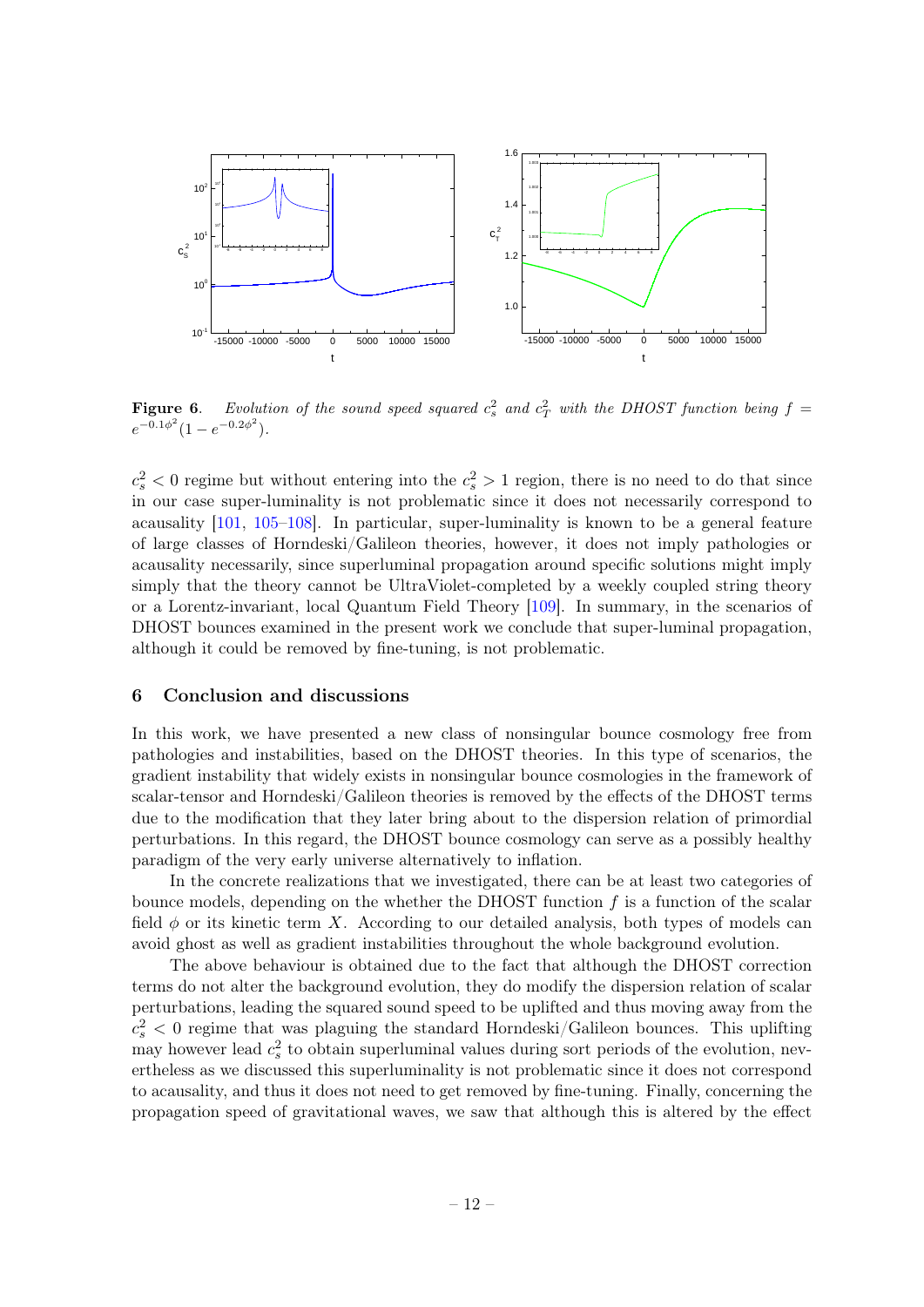$10^{-1}$
$10^0$
$10^1$
$10^2$
$c_s^2$
-15000 -10000 -5000 0 5000 10000 15000
t

1.6
1.4
1.2
1.0
$c_T^2$
-15000 -10000 -5000 0 5000 10000 15000
t

**Figure 6**. *Evolution of the sound speed squared $c_s^2$ and $c_T^2$ with the DHOST function being $f = e^{-0.1\phi^2}(1 - e^{-0.2\phi^2})$.*

$c_s^2 < 0$ regime but without entering into the $c_s^2 > 1$ region, there is no need to do that since in our case super-luminality is not problematic since it does not necessarily correspond to acausality [101, 105–108]. In particular, super-luminality is known to be a general feature of large classes of Horndeski/Galileon theories, however, it does not imply pathologies or acausality necessarily, since superluminal propagation around specific solutions might imply simply that the theory cannot be UltraViolet-completed by a weekly coupled string theory or a Lorentz-invariant, local Quantum Field Theory [109]. In summary, in the scenarios of DHOST bounces examined in the present work we conclude that super-luminal propagation, although it could be removed by fine-tuning, is not problematic.

## 6 Conclusion and discussions

In this work, we have presented a new class of nonsingular bounce cosmology free from pathologies and instabilities, based on the DHOST theories. In this type of scenarios, the gradient instability that widely exists in nonsingular bounce cosmologies in the framework of scalar-tensor and Horndeski/Galileon theories is removed by the effects of the DHOST terms due to the modification that they later bring about to the dispersion relation of primordial perturbations. In this regard, the DHOST bounce cosmology can serve as a possibly healthy paradigm of the very early universe alternatively to inflation.

In the concrete realizations that we investigated, there can be at least two categories of bounce models, depending on the whether the DHOST function $f$ is a function of the scalar field $\phi$ or its kinetic term $X$. According to our detailed analysis, both types of models can avoid ghost as well as gradient instabilities throughout the whole background evolution.

The above behaviour is obtained due to the fact that although the DHOST correction terms do not alter the background evolution, they do modify the dispersion relation of scalar perturbations, leading the squared sound speed to be uplifted and thus moving away from the $c_s^2 < 0$ regime that was plaguing the standard Horndeski/Galileon bounces. This uplifting may however lead $c_s^2$ to obtain superluminal values during sort periods of the evolution, nevertheless as we discussed this superluminality is not problematic since it does not correspond to acausality, and thus it does not need to get removed by fine-tuning. Finally, concerning the propagation speed of gravitational waves, we saw that although this is altered by the effect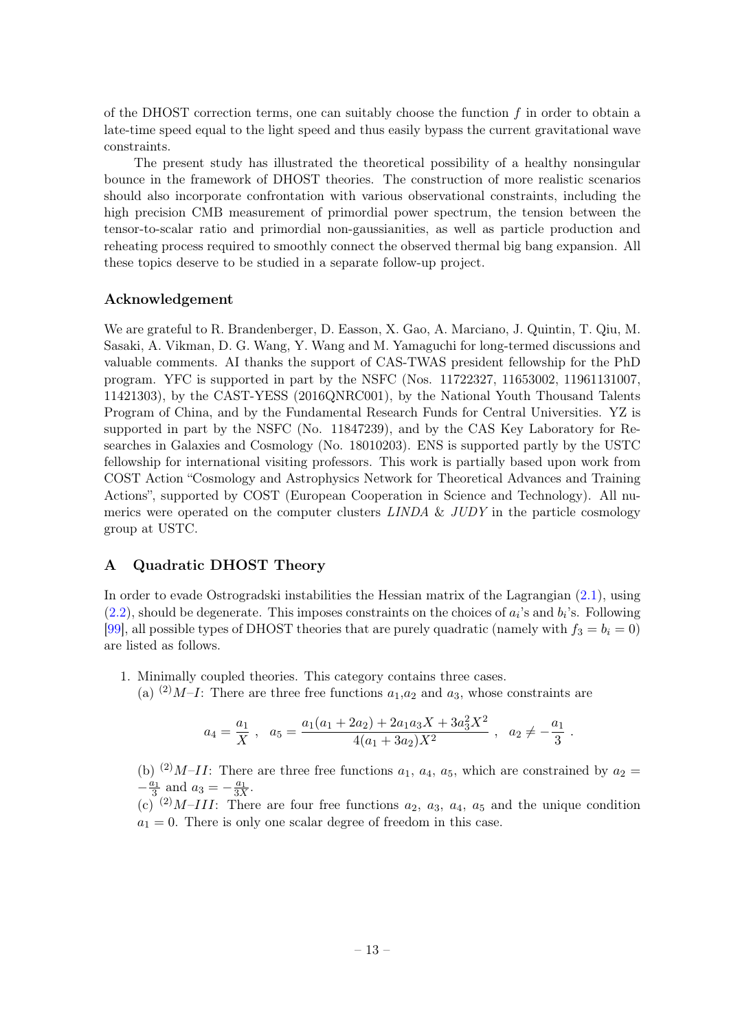of the DHOST correction terms, one can suitably choose the function $f$ in order to obtain a late-time speed equal to the light speed and thus easily bypass the current gravitational wave constraints.

The present study has illustrated the theoretical possibility of a healthy nonsingular bounce in the framework of DHOST theories. The construction of more realistic scenarios should also incorporate confrontation with various observational constraints, including the high precision CMB measurement of primordial power spectrum, the tension between the tensor-to-scalar ratio and primordial non-gaussianities, as well as particle production and reheating process required to smoothly connect the observed thermal big bang expansion. All these topics deserve to be studied in a separate follow-up project.

### Acknowledgement

We are grateful to R. Brandenberger, D. Easson, X. Gao, A. Marciano, J. Quintin, T. Qiu, M. Sasaki, A. Vikman, D. G. Wang, Y. Wang and M. Yamaguchi for long-termed discussions and valuable comments. AI thanks the support of CAS-TWAS president fellowship for the PhD program. YFC is supported in part by the NSFC (Nos. 11722327, 11653002, 11961131007, 11421303), by the CAST-YESS (2016QNRC001), by the National Youth Thousand Talents Program of China, and by the Fundamental Research Funds for Central Universities. YZ is supported in part by the NSFC (No. 11847239), and by the CAS Key Laboratory for Researches in Galaxies and Cosmology (No. 18010203). ENS is supported partly by the USTC fellowship for international visiting professors. This work is partially based upon work from COST Action "Cosmology and Astrophysics Network for Theoretical Advances and Training Actions", supported by COST (European Cooperation in Science and Technology). All numerics were operated on the computer clusters *LINDA* & *JUDY* in the particle cosmology group at USTC.

## A Quadratic DHOST Theory

In order to evade Ostrogradski instabilities the Hessian matrix of the Lagrangian (2.1), using (2.2), should be degenerate. This imposes constraints on the choices of $a_i$'s and $b_i$'s. Following [99], all possible types of DHOST theories that are purely quadratic (namely with $f_3 = b_i = 0$) are listed as follows.

1. Minimally coupled theories. This category contains three cases.
   (a) $^{(2)}M$–$I$: There are three free functions $a_1$, $a_2$ and $a_3$, whose constraints are

$$a_4 = \frac{a_1}{X} \ , \quad a_5 = \frac{a_1(a_1 + 2a_2) + 2a_1 a_3 X + 3a_3^2 X^2}{4(a_1 + 3a_2)X^2} \ , \quad a_2 \neq -\frac{a_1}{3} \ .$$

   (b) $^{(2)}M$–$II$: There are three free functions $a_1$, $a_4$, $a_5$, which are constrained by $a_2 = -\frac{a_1}{3}$ and $a_3 = -\frac{a_1}{3X}$.
   (c) $^{(2)}M$–$III$: There are four free functions $a_2$, $a_3$, $a_4$, $a_5$ and the unique condition $a_1 = 0$. There is only one scalar degree of freedom in this case.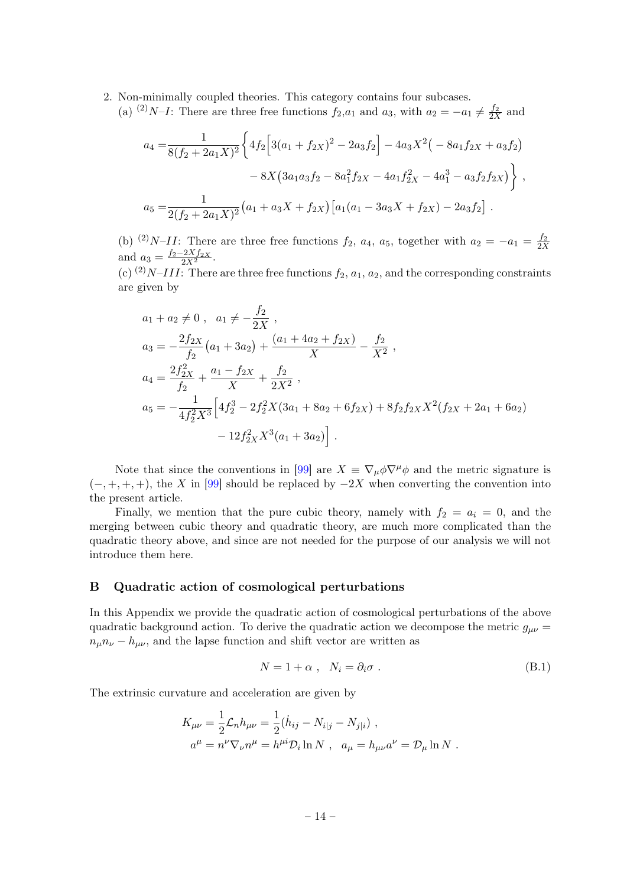2. Non-minimally coupled theories. This category contains four subcases.

   (a) ${}^{(2)}N$–$I$: There are three free functions $f_2$,$a_1$ and $a_3$, with $a_2 = -a_1 \neq \frac{f_2}{2X}$ and

$$
\begin{aligned}
a_4 =& \frac{1}{8(f_2 + 2a_1 X)^2} \Big\{ 4f_2 \Big[ 3(a_1 + f_{2X})^2 - 2a_3 f_2 \Big] - 4a_3 X^2 \big( -8a_1 f_{2X} + a_3 f_2 \big) \\
& - 8X \big( 3a_1 a_3 f_2 - 8a_1^2 f_{2X} - 4a_1 f_{2X}^2 - 4a_1^3 - a_3 f_2 f_{2X} \big) \Big\} , \\
a_5 =& \frac{1}{2(f_2 + 2a_1 X)^2} \big( a_1 + a_3 X + f_{2X} \big) \big[ a_1 (a_1 - 3a_3 X + f_{2X}) - 2a_3 f_2 \big] .
\end{aligned}
$$

   (b) ${}^{(2)}N$–$II$: There are three free functions $f_2$, $a_4$, $a_5$, together with $a_2 = -a_1 = \frac{f_2}{2X}$ and $a_3 = \frac{f_2 - 2X f_{2X}}{2X^2}$.

   (c) ${}^{(2)}N$–$III$: There are three free functions $f_2$, $a_1$, $a_2$, and the corresponding constraints are given by

$$
\begin{aligned}
& a_1 + a_2 \neq 0 , \quad a_1 \neq -\frac{f_2}{2X} , \\
& a_3 = -\frac{2f_{2X}}{f_2} \big( a_1 + 3a_2 \big) + \frac{(a_1 + 4a_2 + f_{2X})}{X} - \frac{f_2}{X^2} , \\
& a_4 = \frac{2f_{2X}^2}{f_2} + \frac{a_1 - f_{2X}}{X} + \frac{f_2}{2X^2} , \\
& a_5 = -\frac{1}{4f_2^2 X^3} \Big[ 4f_2^3 - 2f_2^2 X (3a_1 + 8a_2 + 6f_{2X}) + 8f_2 f_{2X} X^2 (f_{2X} + 2a_1 + 6a_2) \\
& \qquad - 12 f_{2X}^2 X^3 (a_1 + 3a_2) \Big] .
\end{aligned}
$$

Note that since the conventions in [99] are $X \equiv \nabla_\mu \phi \nabla^\mu \phi$ and the metric signature is $(-,+,+,+)$, the $X$ in [99] should be replaced by $-2X$ when converting the convention into the present article.

Finally, we mention that the pure cubic theory, namely with $f_2 = a_i = 0$, and the merging between cubic theory and quadratic theory, are much more complicated than the quadratic theory above, and since are not needed for the purpose of our analysis we will not introduce them here.

## B Quadratic action of cosmological perturbations

In this Appendix we provide the quadratic action of cosmological perturbations of the above quadratic background action. To derive the quadratic action we decompose the metric $g_{\mu\nu} = n_\mu n_\nu - h_{\mu\nu}$, and the lapse function and shift vector are written as

$$
N = 1 + \alpha , \quad N_i = \partial_i \sigma . \tag{B.1}
$$

The extrinsic curvature and acceleration are given by

$$
\begin{aligned}
K_{\mu\nu} &= \frac{1}{2} \mathcal{L}_n h_{\mu\nu} = \frac{1}{2} (\dot{h}_{ij} - N_{i|j} - N_{j|i}) , \\
a^\mu &= n^\nu \nabla_\nu n^\mu = h^{\mu i} \mathcal{D}_i \ln N , \quad a_\mu = h_{\mu\nu} a^\nu = \mathcal{D}_\mu \ln N .
\end{aligned}
$$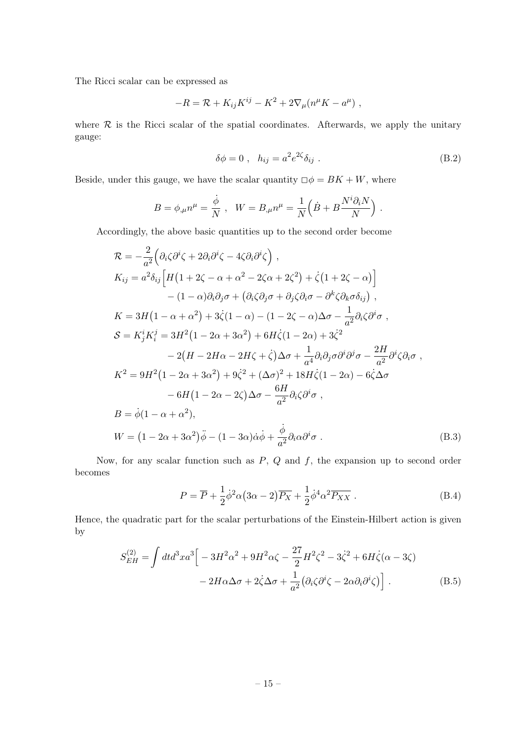The Ricci scalar can be expressed as

$$
-R = \mathcal{R} + K_{ij}K^{ij} - K^2 + 2\nabla_\mu (n^\mu K - a^\mu) \ ,
$$

where $\mathcal{R}$ is the Ricci scalar of the spatial coordinates. Afterwards, we apply the unitary gauge:

$$
\delta\phi = 0 \ , \quad h_{ij} = a^2 e^{2\zeta}\delta_{ij} \ . \tag{B.2}
$$

Beside, under this gauge, we have the scalar quantity $\Box\phi = BK + W$, where

$$
B = \phi_{,\mu}n^\mu = \frac{\dot{\phi}}{N} \ , \quad W = B_{,\mu}n^\mu = \frac{1}{N}\Big(\dot{B} + B\frac{N^i\partial_i N}{N}\Big) \ .
$$

Accordingly, the above basic quantities up to the second order become

$$
\begin{aligned}
\mathcal{R} &= -\frac{2}{a^2}\Big(\partial_i\zeta\partial^i\zeta + 2\partial_i\partial^i\zeta - 4\zeta\partial_i\partial^i\zeta\Big) \ , \\
K_{ij} &= a^2\delta_{ij}\Big[H\big(1 + 2\zeta - \alpha + \alpha^2 - 2\zeta\alpha + 2\zeta^2\big) + \dot{\zeta}\big(1 + 2\zeta - \alpha\big)\Big] \\
&\qquad - (1-\alpha)\partial_i\partial_j\sigma + \big(\partial_i\zeta\partial_j\sigma + \partial_j\zeta\partial_i\sigma - \partial^k\zeta\partial_k\sigma\delta_{ij}\big) \ , \\
K &= 3H\big(1 - \alpha + \alpha^2\big) + 3\dot{\zeta}(1-\alpha) - (1 - 2\zeta - \alpha)\Delta\sigma - \frac{1}{a^2}\partial_i\zeta\partial^i\sigma \ , \\
\mathcal{S} &= K^i_j K^j_i = 3H^2\big(1 - 2\alpha + 3\alpha^2\big) + 6H\dot{\zeta}(1 - 2\alpha) + 3\dot{\zeta}^2 \\
&\qquad - 2\big(H - 2H\alpha - 2H\zeta + \dot{\zeta}\big)\Delta\sigma + \frac{1}{a^4}\partial_i\partial_j\sigma\partial^i\partial^j\sigma - \frac{2H}{a^2}\partial^i\zeta\partial_i\sigma \ , \\
K^2 &= 9H^2\big(1 - 2\alpha + 3\alpha^2\big) + 9\dot{\zeta}^2 + (\Delta\sigma)^2 + 18H\dot{\zeta}(1-2\alpha) - 6\dot{\zeta}\Delta\sigma \\
&\qquad - 6H\big(1 - 2\alpha - 2\zeta\big)\Delta\sigma - \frac{6H}{a^2}\partial_i\zeta\partial^i\sigma \ , \\
B &= \dot{\phi}(1 - \alpha + \alpha^2), \\
W &= \big(1 - 2\alpha + 3\alpha^2\big)\ddot{\phi} - (1 - 3\alpha)\dot{\alpha}\dot{\phi} + \frac{\dot{\phi}}{a^2}\partial_i\alpha\partial^i\sigma \ .
\end{aligned} \tag{B.3}
$$

Now, for any scalar function such as $P$, $Q$ and $f$, the expansion up to second order becomes

$$
P = \overline{P} + \frac{1}{2}\dot{\phi}^2\alpha\big(3\alpha - 2\big)\overline{P_X} + \frac{1}{2}\dot{\phi}^4\alpha^2\overline{P_{XX}} \ . \tag{B.4}
$$

Hence, the quadratic part for the scalar perturbations of the Einstein-Hilbert action is given by

$$
\begin{aligned}
S^{(2)}_{EH} = \int dt d^3x a^3\Big[ &-3H^2\alpha^2 + 9H^2\alpha\zeta - \frac{27}{2}H^2\zeta^2 - 3\dot{\zeta}^2 + 6H\dot{\zeta}(\alpha - 3\zeta) \\
&- 2H\alpha\Delta\sigma + 2\dot{\zeta}\Delta\sigma + \frac{1}{a^2}\big(\partial_i\zeta\partial^i\zeta - 2\alpha\partial_i\partial^i\zeta\big)\Big] \ .
\end{aligned} \tag{B.5}
$$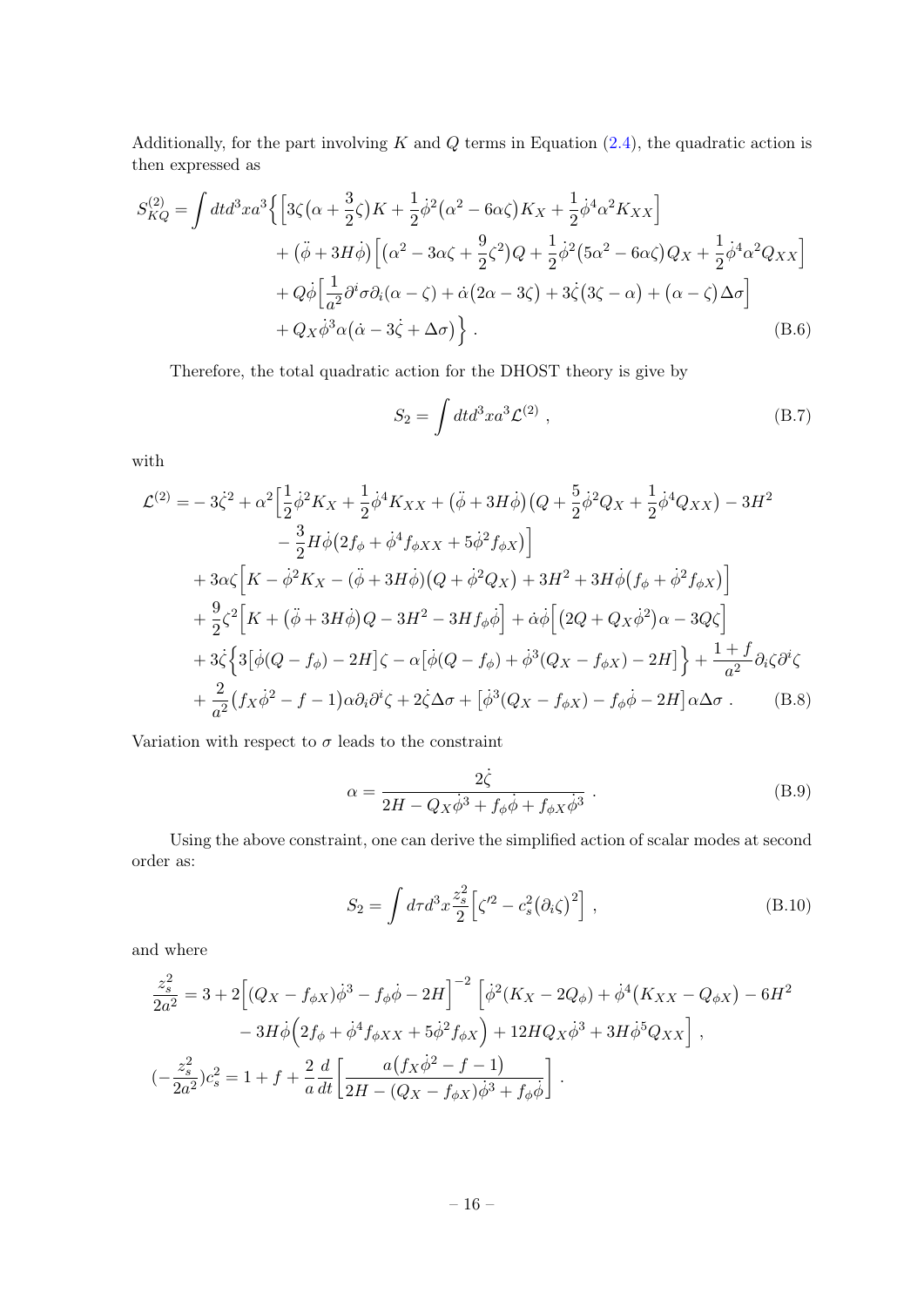Additionally, for the part involving $K$ and $Q$ terms in Equation (2.4), the quadratic action is then expressed as

$$
\begin{aligned}
S_{KQ}^{(2)} = \int dt d^3x a^3 \Big\{ & \Big[3\zeta\big(\alpha + \frac{3}{2}\zeta\big)K + \frac{1}{2}\dot{\phi}^2\big(\alpha^2 - 6\alpha\zeta\big)K_X + \frac{1}{2}\dot{\phi}^4\alpha^2 K_{XX}\Big] \\
& + \big(\ddot{\phi} + 3H\dot{\phi}\big)\Big[\big(\alpha^2 - 3\alpha\zeta + \frac{9}{2}\zeta^2\big)Q + \frac{1}{2}\dot{\phi}^2\big(5\alpha^2 - 6\alpha\zeta\big)Q_X + \frac{1}{2}\dot{\phi}^4\alpha^2 Q_{XX}\Big] \\
& + Q\dot{\phi}\Big[\frac{1}{a^2}\partial^i\sigma\partial_i(\alpha - \zeta) + \dot{\alpha}\big(2\alpha - 3\zeta\big) + 3\dot{\zeta}\big(3\zeta - \alpha\big) + \big(\alpha - \zeta\big)\Delta\sigma\Big] \\
& + Q_X\dot{\phi}^3\alpha\big(\dot{\alpha} - 3\dot{\zeta} + \Delta\sigma\big)\Big\} \, . 
\end{aligned} \tag{B.6}
$$

Therefore, the total quadratic action for the DHOST theory is give by

$$
S_2 = \int dt d^3x a^3 \mathcal{L}^{(2)} \, , \tag{B.7}
$$

with

$$
\begin{aligned}
\mathcal{L}^{(2)} = & -3\dot{\zeta}^2 + \alpha^2\Big[\frac{1}{2}\dot{\phi}^2 K_X + \frac{1}{2}\dot{\phi}^4 K_{XX} + \big(\ddot{\phi} + 3H\dot{\phi}\big)\big(Q + \frac{5}{2}\dot{\phi}^2 Q_X + \frac{1}{2}\dot{\phi}^4 Q_{XX}\big) - 3H^2 \\
& - \frac{3}{2}H\dot{\phi}\big(2f_\phi + \dot{\phi}^4 f_{\phi XX} + 5\dot{\phi}^2 f_{\phi X}\big)\Big] \\
& + 3\alpha\zeta\Big[K - \dot{\phi}^2 K_X - (\ddot{\phi} + 3H\dot{\phi})\big(Q + \dot{\phi}^2 Q_X\big) + 3H^2 + 3H\dot{\phi}\big(f_\phi + \dot{\phi}^2 f_{\phi X}\big)\Big] \\
& + \frac{9}{2}\zeta^2\Big[K + \big(\ddot{\phi} + 3H\dot{\phi}\big)Q - 3H^2 - 3Hf_\phi\dot{\phi}\Big] + \dot{\alpha}\dot{\phi}\Big[\big(2Q + Q_X\dot{\phi}^2\big)\alpha - 3Q\zeta\Big] \\
& + 3\dot{\zeta}\Big\{3\big[\dot{\phi}(Q - f_\phi) - 2H\big]\zeta - \alpha\big[\dot{\phi}(Q - f_\phi) + \dot{\phi}^3(Q_X - f_{\phi X}) - 2H\big]\Big\} + \frac{1+f}{a^2}\partial_i\zeta\partial^i\zeta \\
& + \frac{2}{a^2}\big(f_X\dot{\phi}^2 - f - 1\big)\alpha\partial_i\partial^i\zeta + 2\dot{\zeta}\Delta\sigma + \big[\dot{\phi}^3(Q_X - f_{\phi X}) - f_\phi\dot{\phi} - 2H\big]\alpha\Delta\sigma \, . 
\end{aligned} \tag{B.8}
$$

Variation with respect to $\sigma$ leads to the constraint

$$
\alpha = \frac{2\dot{\zeta}}{2H - Q_X\dot{\phi}^3 + f_\phi\dot{\phi} + f_{\phi X}\dot{\phi}^3} \, . \tag{B.9}
$$

Using the above constraint, one can derive the simplified action of scalar modes at second order as:

$$
S_2 = \int d\tau d^3x \frac{z_s^2}{2}\Big[\zeta'^2 - c_s^2\big(\partial_i\zeta\big)^2\Big] \, , \tag{B.10}
$$

and where

$$
\begin{aligned}
\frac{z_s^2}{2a^2} = & \, 3 + 2\Big[(Q_X - f_{\phi X})\dot{\phi}^3 - f_\phi\dot{\phi} - 2H\Big]^{-2}\Big[\dot{\phi}^2(K_X - 2Q_\phi) + \dot{\phi}^4\big(K_{XX} - Q_{\phi X}\big) - 6H^2 \\
& - 3H\dot{\phi}\Big(2f_\phi + \dot{\phi}^4 f_{\phi XX} + 5\dot{\phi}^2 f_{\phi X}\Big) + 12HQ_X\dot{\phi}^3 + 3H\dot{\phi}^5 Q_{XX}\Big] \, , \\
(-\frac{z_s^2}{2a^2})c_s^2 = & \, 1 + f + \frac{2}{a}\frac{d}{dt}\Bigg[\frac{a\big(f_X\dot{\phi}^2 - f - 1\big)}{2H - (Q_X - f_{\phi X})\dot{\phi}^3 + f_\phi\dot{\phi}}\Bigg] \, .
\end{aligned}
$$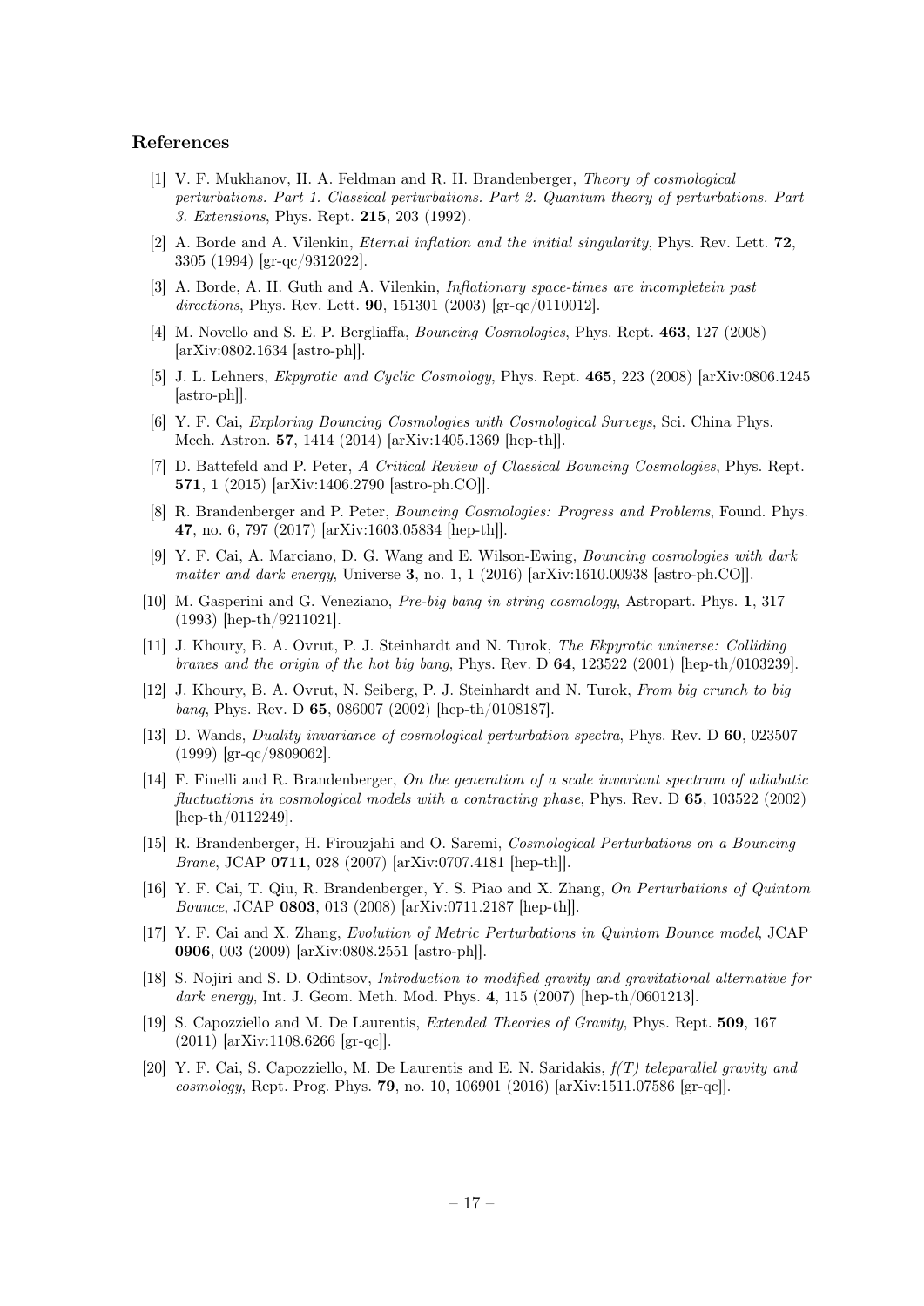### References

[1] V. F. Mukhanov, H. A. Feldman and R. H. Brandenberger, *Theory of cosmological perturbations. Part 1. Classical perturbations. Part 2. Quantum theory of perturbations. Part 3. Extensions*, Phys. Rept. **215**, 203 (1992).

[2] A. Borde and A. Vilenkin, *Eternal inflation and the initial singularity*, Phys. Rev. Lett. **72**, 3305 (1994) [gr-qc/9312022].

[3] A. Borde, A. H. Guth and A. Vilenkin, *Inflationary space-times are incompletein past directions*, Phys. Rev. Lett. **90**, 151301 (2003) [gr-qc/0110012].

[4] M. Novello and S. E. P. Bergliaffa, *Bouncing Cosmologies*, Phys. Rept. **463**, 127 (2008) [arXiv:0802.1634 [astro-ph]].

[5] J. L. Lehners, *Ekpyrotic and Cyclic Cosmology*, Phys. Rept. **465**, 223 (2008) [arXiv:0806.1245 [astro-ph]].

[6] Y. F. Cai, *Exploring Bouncing Cosmologies with Cosmological Surveys*, Sci. China Phys. Mech. Astron. **57**, 1414 (2014) [arXiv:1405.1369 [hep-th]].

[7] D. Battefeld and P. Peter, *A Critical Review of Classical Bouncing Cosmologies*, Phys. Rept. **571**, 1 (2015) [arXiv:1406.2790 [astro-ph.CO]].

[8] R. Brandenberger and P. Peter, *Bouncing Cosmologies: Progress and Problems*, Found. Phys. **47**, no. 6, 797 (2017) [arXiv:1603.05834 [hep-th]].

[9] Y. F. Cai, A. Marciano, D. G. Wang and E. Wilson-Ewing, *Bouncing cosmologies with dark matter and dark energy*, Universe **3**, no. 1, 1 (2016) [arXiv:1610.00938 [astro-ph.CO]].

[10] M. Gasperini and G. Veneziano, *Pre-big bang in string cosmology*, Astropart. Phys. **1**, 317 (1993) [hep-th/9211021].

[11] J. Khoury, B. A. Ovrut, P. J. Steinhardt and N. Turok, *The Ekpyrotic universe: Colliding branes and the origin of the hot big bang*, Phys. Rev. D **64**, 123522 (2001) [hep-th/0103239].

[12] J. Khoury, B. A. Ovrut, N. Seiberg, P. J. Steinhardt and N. Turok, *From big crunch to big bang*, Phys. Rev. D **65**, 086007 (2002) [hep-th/0108187].

[13] D. Wands, *Duality invariance of cosmological perturbation spectra*, Phys. Rev. D **60**, 023507 (1999) [gr-qc/9809062].

[14] F. Finelli and R. Brandenberger, *On the generation of a scale invariant spectrum of adiabatic fluctuations in cosmological models with a contracting phase*, Phys. Rev. D **65**, 103522 (2002) [hep-th/0112249].

[15] R. Brandenberger, H. Firouzjahi and O. Saremi, *Cosmological Perturbations on a Bouncing Brane*, JCAP **0711**, 028 (2007) [arXiv:0707.4181 [hep-th]].

[16] Y. F. Cai, T. Qiu, R. Brandenberger, Y. S. Piao and X. Zhang, *On Perturbations of Quintom Bounce*, JCAP **0803**, 013 (2008) [arXiv:0711.2187 [hep-th]].

[17] Y. F. Cai and X. Zhang, *Evolution of Metric Perturbations in Quintom Bounce model*, JCAP **0906**, 003 (2009) [arXiv:0808.2551 [astro-ph]].

[18] S. Nojiri and S. D. Odintsov, *Introduction to modified gravity and gravitational alternative for dark energy*, Int. J. Geom. Meth. Mod. Phys. **4**, 115 (2007) [hep-th/0601213].

[19] S. Capozziello and M. De Laurentis, *Extended Theories of Gravity*, Phys. Rept. **509**, 167 (2011) [arXiv:1108.6266 [gr-qc]].

[20] Y. F. Cai, S. Capozziello, M. De Laurentis and E. N. Saridakis, *f(T) teleparallel gravity and cosmology*, Rept. Prog. Phys. **79**, no. 10, 106901 (2016) [arXiv:1511.07586 [gr-qc]].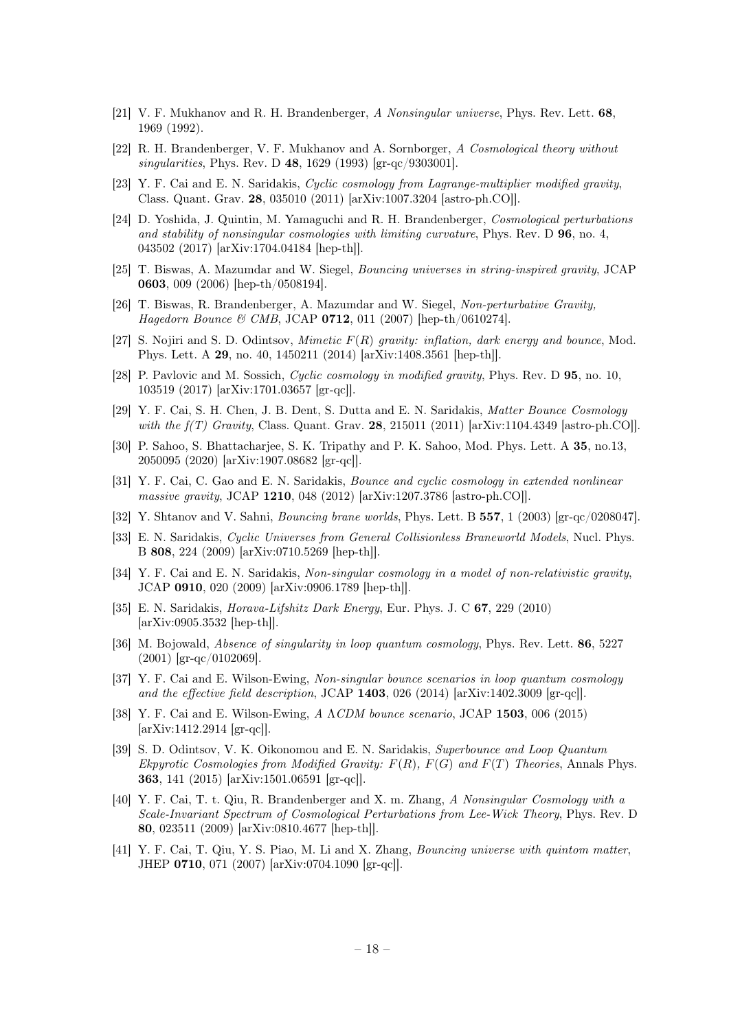[21] V. F. Mukhanov and R. H. Brandenberger, *A Nonsingular universe*, Phys. Rev. Lett. **68**, 1969 (1992).

[22] R. H. Brandenberger, V. F. Mukhanov and A. Sornborger, *A Cosmological theory without singularities*, Phys. Rev. D **48**, 1629 (1993) [gr-qc/9303001].

[23] Y. F. Cai and E. N. Saridakis, *Cyclic cosmology from Lagrange-multiplier modified gravity*, Class. Quant. Grav. **28**, 035010 (2011) [arXiv:1007.3204 [astro-ph.CO]].

[24] D. Yoshida, J. Quintin, M. Yamaguchi and R. H. Brandenberger, *Cosmological perturbations and stability of nonsingular cosmologies with limiting curvature*, Phys. Rev. D **96**, no. 4, 043502 (2017) [arXiv:1704.04184 [hep-th]].

[25] T. Biswas, A. Mazumdar and W. Siegel, *Bouncing universes in string-inspired gravity*, JCAP **0603**, 009 (2006) [hep-th/0508194].

[26] T. Biswas, R. Brandenberger, A. Mazumdar and W. Siegel, *Non-perturbative Gravity, Hagedorn Bounce & CMB*, JCAP **0712**, 011 (2007) [hep-th/0610274].

[27] S. Nojiri and S. D. Odintsov, *Mimetic $F(R)$ gravity: inflation, dark energy and bounce*, Mod. Phys. Lett. A **29**, no. 40, 1450211 (2014) [arXiv:1408.3561 [hep-th]].

[28] P. Pavlovic and M. Sossich, *Cyclic cosmology in modified gravity*, Phys. Rev. D **95**, no. 10, 103519 (2017) [arXiv:1701.03657 [gr-qc]].

[29] Y. F. Cai, S. H. Chen, J. B. Dent, S. Dutta and E. N. Saridakis, *Matter Bounce Cosmology with the f(T) Gravity*, Class. Quant. Grav. **28**, 215011 (2011) [arXiv:1104.4349 [astro-ph.CO]].

[30] P. Sahoo, S. Bhattacharjee, S. K. Tripathy and P. K. Sahoo, Mod. Phys. Lett. A **35**, no.13, 2050095 (2020) [arXiv:1907.08682 [gr-qc]].

[31] Y. F. Cai, C. Gao and E. N. Saridakis, *Bounce and cyclic cosmology in extended nonlinear massive gravity*, JCAP **1210**, 048 (2012) [arXiv:1207.3786 [astro-ph.CO]].

[32] Y. Shtanov and V. Sahni, *Bouncing brane worlds*, Phys. Lett. B **557**, 1 (2003) [gr-qc/0208047].

[33] E. N. Saridakis, *Cyclic Universes from General Collisionless Braneworld Models*, Nucl. Phys. B **808**, 224 (2009) [arXiv:0710.5269 [hep-th]].

[34] Y. F. Cai and E. N. Saridakis, *Non-singular cosmology in a model of non-relativistic gravity*, JCAP **0910**, 020 (2009) [arXiv:0906.1789 [hep-th]].

[35] E. N. Saridakis, *Horava-Lifshitz Dark Energy*, Eur. Phys. J. C **67**, 229 (2010) [arXiv:0905.3532 [hep-th]].

[36] M. Bojowald, *Absence of singularity in loop quantum cosmology*, Phys. Rev. Lett. **86**, 5227 (2001) [gr-qc/0102069].

[37] Y. F. Cai and E. Wilson-Ewing, *Non-singular bounce scenarios in loop quantum cosmology and the effective field description*, JCAP **1403**, 026 (2014) [arXiv:1402.3009 [gr-qc]].

[38] Y. F. Cai and E. Wilson-Ewing, *A $\Lambda$CDM bounce scenario*, JCAP **1503**, 006 (2015) [arXiv:1412.2914 [gr-qc]].

[39] S. D. Odintsov, V. K. Oikonomou and E. N. Saridakis, *Superbounce and Loop Quantum Ekpyrotic Cosmologies from Modified Gravity: $F(R)$, $F(G)$ and $F(T)$ Theories*, Annals Phys. **363**, 141 (2015) [arXiv:1501.06591 [gr-qc]].

[40] Y. F. Cai, T. t. Qiu, R. Brandenberger and X. m. Zhang, *A Nonsingular Cosmology with a Scale-Invariant Spectrum of Cosmological Perturbations from Lee-Wick Theory*, Phys. Rev. D **80**, 023511 (2009) [arXiv:0810.4677 [hep-th]].

[41] Y. F. Cai, T. Qiu, Y. S. Piao, M. Li and X. Zhang, *Bouncing universe with quintom matter*, JHEP **0710**, 071 (2007) [arXiv:0704.1090 [gr-qc]].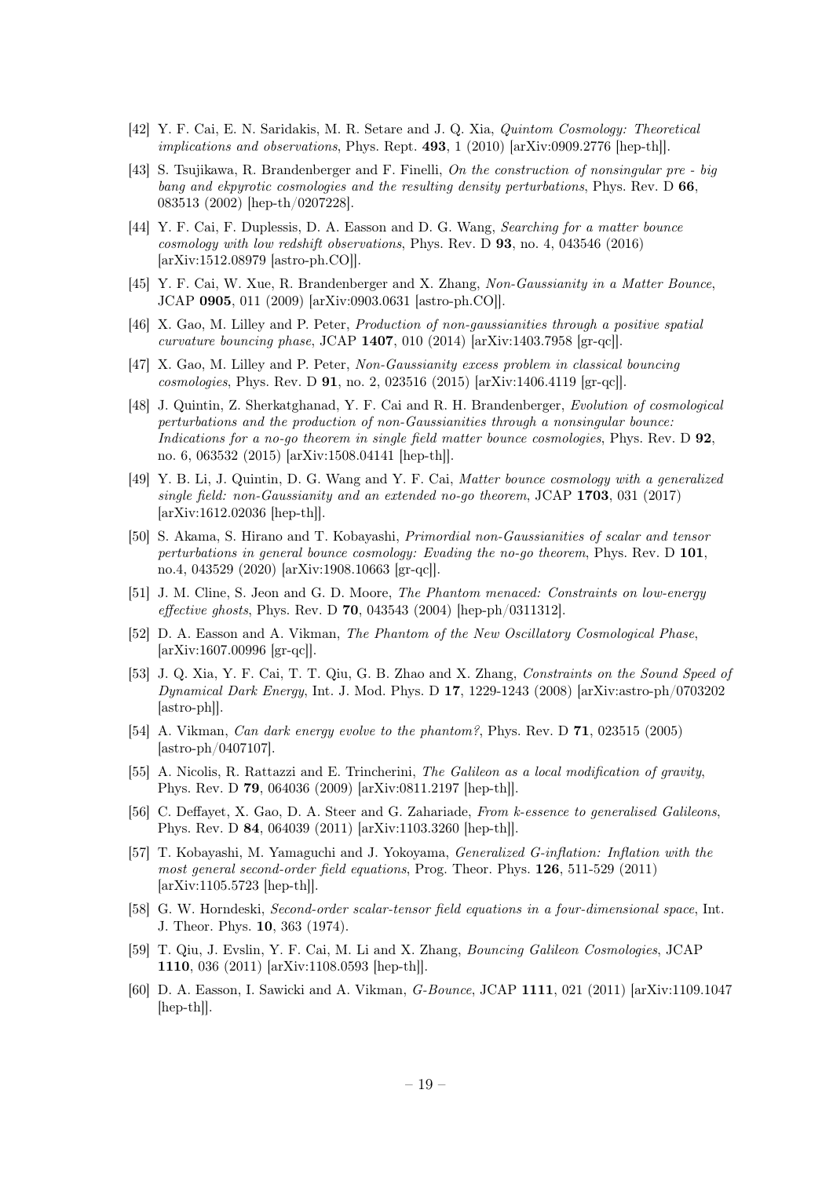[42] Y. F. Cai, E. N. Saridakis, M. R. Setare and J. Q. Xia, *Quintom Cosmology: Theoretical implications and observations*, Phys. Rept. **493**, 1 (2010) [arXiv:0909.2776 [hep-th]].

[43] S. Tsujikawa, R. Brandenberger and F. Finelli, *On the construction of nonsingular pre - big bang and ekpyrotic cosmologies and the resulting density perturbations*, Phys. Rev. D **66**, 083513 (2002) [hep-th/0207228].

[44] Y. F. Cai, F. Duplessis, D. A. Easson and D. G. Wang, *Searching for a matter bounce cosmology with low redshift observations*, Phys. Rev. D **93**, no. 4, 043546 (2016) [arXiv:1512.08979 [astro-ph.CO]].

[45] Y. F. Cai, W. Xue, R. Brandenberger and X. Zhang, *Non-Gaussianity in a Matter Bounce*, JCAP **0905**, 011 (2009) [arXiv:0903.0631 [astro-ph.CO]].

[46] X. Gao, M. Lilley and P. Peter, *Production of non-gaussianities through a positive spatial curvature bouncing phase*, JCAP **1407**, 010 (2014) [arXiv:1403.7958 [gr-qc]].

[47] X. Gao, M. Lilley and P. Peter, *Non-Gaussianity excess problem in classical bouncing cosmologies*, Phys. Rev. D **91**, no. 2, 023516 (2015) [arXiv:1406.4119 [gr-qc]].

[48] J. Quintin, Z. Sherkatghanad, Y. F. Cai and R. H. Brandenberger, *Evolution of cosmological perturbations and the production of non-Gaussianities through a nonsingular bounce: Indications for a no-go theorem in single field matter bounce cosmologies*, Phys. Rev. D **92**, no. 6, 063532 (2015) [arXiv:1508.04141 [hep-th]].

[49] Y. B. Li, J. Quintin, D. G. Wang and Y. F. Cai, *Matter bounce cosmology with a generalized single field: non-Gaussianity and an extended no-go theorem*, JCAP **1703**, 031 (2017) [arXiv:1612.02036 [hep-th]].

[50] S. Akama, S. Hirano and T. Kobayashi, *Primordial non-Gaussianities of scalar and tensor perturbations in general bounce cosmology: Evading the no-go theorem*, Phys. Rev. D **101**, no.4, 043529 (2020) [arXiv:1908.10663 [gr-qc]].

[51] J. M. Cline, S. Jeon and G. D. Moore, *The Phantom menaced: Constraints on low-energy effective ghosts*, Phys. Rev. D **70**, 043543 (2004) [hep-ph/0311312].

[52] D. A. Easson and A. Vikman, *The Phantom of the New Oscillatory Cosmological Phase*, [arXiv:1607.00996 [gr-qc]].

[53] J. Q. Xia, Y. F. Cai, T. T. Qiu, G. B. Zhao and X. Zhang, *Constraints on the Sound Speed of Dynamical Dark Energy*, Int. J. Mod. Phys. D **17**, 1229-1243 (2008) [arXiv:astro-ph/0703202 [astro-ph]].

[54] A. Vikman, *Can dark energy evolve to the phantom?*, Phys. Rev. D **71**, 023515 (2005) [astro-ph/0407107].

[55] A. Nicolis, R. Rattazzi and E. Trincherini, *The Galileon as a local modification of gravity*, Phys. Rev. D **79**, 064036 (2009) [arXiv:0811.2197 [hep-th]].

[56] C. Deffayet, X. Gao, D. A. Steer and G. Zahariade, *From k-essence to generalised Galileons*, Phys. Rev. D **84**, 064039 (2011) [arXiv:1103.3260 [hep-th]].

[57] T. Kobayashi, M. Yamaguchi and J. Yokoyama, *Generalized G-inflation: Inflation with the most general second-order field equations*, Prog. Theor. Phys. **126**, 511-529 (2011) [arXiv:1105.5723 [hep-th]].

[58] G. W. Horndeski, *Second-order scalar-tensor field equations in a four-dimensional space*, Int. J. Theor. Phys. **10**, 363 (1974).

[59] T. Qiu, J. Evslin, Y. F. Cai, M. Li and X. Zhang, *Bouncing Galileon Cosmologies*, JCAP **1110**, 036 (2011) [arXiv:1108.0593 [hep-th]].

[60] D. A. Easson, I. Sawicki and A. Vikman, *G-Bounce*, JCAP **1111**, 021 (2011) [arXiv:1109.1047 [hep-th]].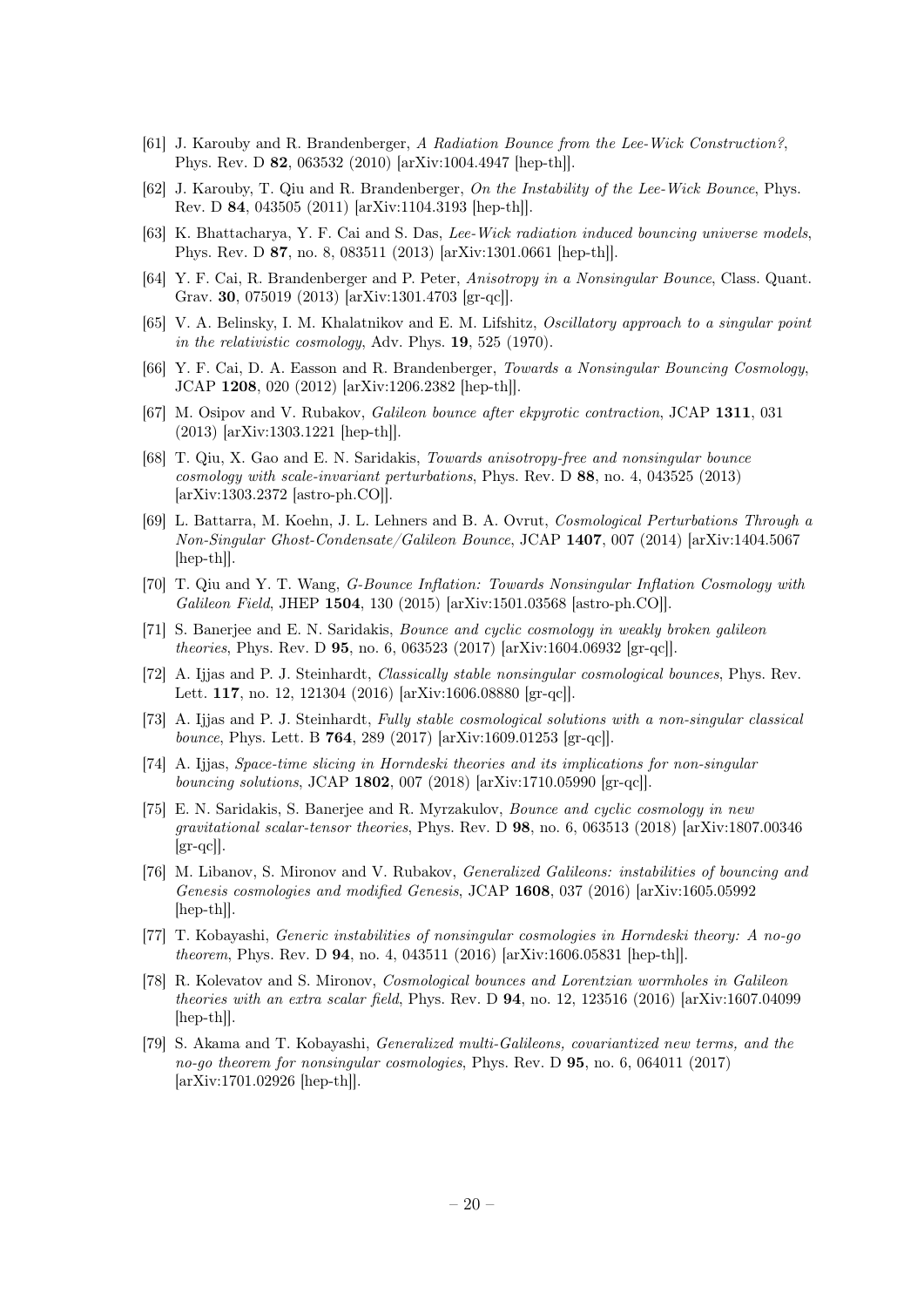[61] J. Karouby and R. Brandenberger, *A Radiation Bounce from the Lee-Wick Construction?*, Phys. Rev. D **82**, 063532 (2010) [arXiv:1004.4947 [hep-th]].

[62] J. Karouby, T. Qiu and R. Brandenberger, *On the Instability of the Lee-Wick Bounce*, Phys. Rev. D **84**, 043505 (2011) [arXiv:1104.3193 [hep-th]].

[63] K. Bhattacharya, Y. F. Cai and S. Das, *Lee-Wick radiation induced bouncing universe models*, Phys. Rev. D **87**, no. 8, 083511 (2013) [arXiv:1301.0661 [hep-th]].

[64] Y. F. Cai, R. Brandenberger and P. Peter, *Anisotropy in a Nonsingular Bounce*, Class. Quant. Grav. **30**, 075019 (2013) [arXiv:1301.4703 [gr-qc]].

[65] V. A. Belinsky, I. M. Khalatnikov and E. M. Lifshitz, *Oscillatory approach to a singular point in the relativistic cosmology*, Adv. Phys. **19**, 525 (1970).

[66] Y. F. Cai, D. A. Easson and R. Brandenberger, *Towards a Nonsingular Bouncing Cosmology*, JCAP **1208**, 020 (2012) [arXiv:1206.2382 [hep-th]].

[67] M. Osipov and V. Rubakov, *Galileon bounce after ekpyrotic contraction*, JCAP **1311**, 031 (2013) [arXiv:1303.1221 [hep-th]].

[68] T. Qiu, X. Gao and E. N. Saridakis, *Towards anisotropy-free and nonsingular bounce cosmology with scale-invariant perturbations*, Phys. Rev. D **88**, no. 4, 043525 (2013) [arXiv:1303.2372 [astro-ph.CO]].

[69] L. Battarra, M. Koehn, J. L. Lehners and B. A. Ovrut, *Cosmological Perturbations Through a Non-Singular Ghost-Condensate/Galileon Bounce*, JCAP **1407**, 007 (2014) [arXiv:1404.5067 [hep-th]].

[70] T. Qiu and Y. T. Wang, *G-Bounce Inflation: Towards Nonsingular Inflation Cosmology with Galileon Field*, JHEP **1504**, 130 (2015) [arXiv:1501.03568 [astro-ph.CO]].

[71] S. Banerjee and E. N. Saridakis, *Bounce and cyclic cosmology in weakly broken galileon theories*, Phys. Rev. D **95**, no. 6, 063523 (2017) [arXiv:1604.06932 [gr-qc]].

[72] A. Ijjas and P. J. Steinhardt, *Classically stable nonsingular cosmological bounces*, Phys. Rev. Lett. **117**, no. 12, 121304 (2016) [arXiv:1606.08880 [gr-qc]].

[73] A. Ijjas and P. J. Steinhardt, *Fully stable cosmological solutions with a non-singular classical bounce*, Phys. Lett. B **764**, 289 (2017) [arXiv:1609.01253 [gr-qc]].

[74] A. Ijjas, *Space-time slicing in Horndeski theories and its implications for non-singular bouncing solutions*, JCAP **1802**, 007 (2018) [arXiv:1710.05990 [gr-qc]].

[75] E. N. Saridakis, S. Banerjee and R. Myrzakulov, *Bounce and cyclic cosmology in new gravitational scalar-tensor theories*, Phys. Rev. D **98**, no. 6, 063513 (2018) [arXiv:1807.00346 [gr-qc]].

[76] M. Libanov, S. Mironov and V. Rubakov, *Generalized Galileons: instabilities of bouncing and Genesis cosmologies and modified Genesis*, JCAP **1608**, 037 (2016) [arXiv:1605.05992 [hep-th]].

[77] T. Kobayashi, *Generic instabilities of nonsingular cosmologies in Horndeski theory: A no-go theorem*, Phys. Rev. D **94**, no. 4, 043511 (2016) [arXiv:1606.05831 [hep-th]].

[78] R. Kolevatov and S. Mironov, *Cosmological bounces and Lorentzian wormholes in Galileon theories with an extra scalar field*, Phys. Rev. D **94**, no. 12, 123516 (2016) [arXiv:1607.04099 [hep-th]].

[79] S. Akama and T. Kobayashi, *Generalized multi-Galileons, covariantized new terms, and the no-go theorem for nonsingular cosmologies*, Phys. Rev. D **95**, no. 6, 064011 (2017) [arXiv:1701.02926 [hep-th]].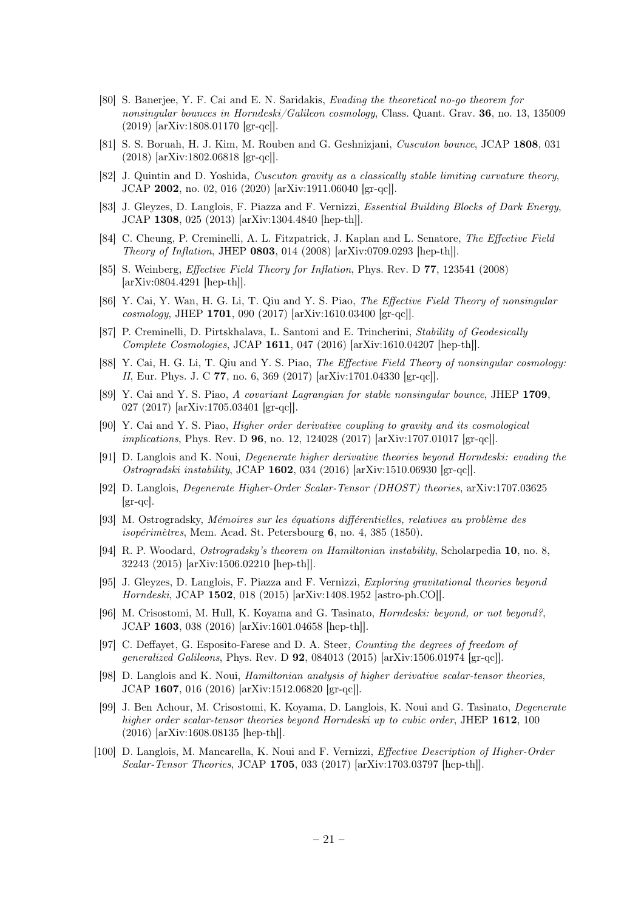[80] S. Banerjee, Y. F. Cai and E. N. Saridakis, *Evading the theoretical no-go theorem for nonsingular bounces in Horndeski/Galileon cosmology*, Class. Quant. Grav. **36**, no. 13, 135009 (2019) [arXiv:1808.01170 [gr-qc]].

[81] S. S. Boruah, H. J. Kim, M. Rouben and G. Geshnizjani, *Cuscuton bounce*, JCAP **1808**, 031 (2018) [arXiv:1802.06818 [gr-qc]].

[82] J. Quintin and D. Yoshida, *Cuscuton gravity as a classically stable limiting curvature theory*, JCAP **2002**, no. 02, 016 (2020) [arXiv:1911.06040 [gr-qc]].

[83] J. Gleyzes, D. Langlois, F. Piazza and F. Vernizzi, *Essential Building Blocks of Dark Energy*, JCAP **1308**, 025 (2013) [arXiv:1304.4840 [hep-th]].

[84] C. Cheung, P. Creminelli, A. L. Fitzpatrick, J. Kaplan and L. Senatore, *The Effective Field Theory of Inflation*, JHEP **0803**, 014 (2008) [arXiv:0709.0293 [hep-th]].

[85] S. Weinberg, *Effective Field Theory for Inflation*, Phys. Rev. D **77**, 123541 (2008) [arXiv:0804.4291 [hep-th]].

[86] Y. Cai, Y. Wan, H. G. Li, T. Qiu and Y. S. Piao, *The Effective Field Theory of nonsingular cosmology*, JHEP **1701**, 090 (2017) [arXiv:1610.03400 [gr-qc]].

[87] P. Creminelli, D. Pirtskhalava, L. Santoni and E. Trincherini, *Stability of Geodesically Complete Cosmologies*, JCAP **1611**, 047 (2016) [arXiv:1610.04207 [hep-th]].

[88] Y. Cai, H. G. Li, T. Qiu and Y. S. Piao, *The Effective Field Theory of nonsingular cosmology: II*, Eur. Phys. J. C **77**, no. 6, 369 (2017) [arXiv:1701.04330 [gr-qc]].

[89] Y. Cai and Y. S. Piao, *A covariant Lagrangian for stable nonsingular bounce*, JHEP **1709**, 027 (2017) [arXiv:1705.03401 [gr-qc]].

[90] Y. Cai and Y. S. Piao, *Higher order derivative coupling to gravity and its cosmological implications*, Phys. Rev. D **96**, no. 12, 124028 (2017) [arXiv:1707.01017 [gr-qc]].

[91] D. Langlois and K. Noui, *Degenerate higher derivative theories beyond Horndeski: evading the Ostrogradski instability*, JCAP **1602**, 034 (2016) [arXiv:1510.06930 [gr-qc]].

[92] D. Langlois, *Degenerate Higher-Order Scalar-Tensor (DHOST) theories*, arXiv:1707.03625 [gr-qc].

[93] M. Ostrogradsky, *Mémoires sur les équations différentielles, relatives au problème des isopérimètres*, Mem. Acad. St. Petersbourg **6**, no. 4, 385 (1850).

[94] R. P. Woodard, *Ostrogradsky's theorem on Hamiltonian instability*, Scholarpedia **10**, no. 8, 32243 (2015) [arXiv:1506.02210 [hep-th]].

[95] J. Gleyzes, D. Langlois, F. Piazza and F. Vernizzi, *Exploring gravitational theories beyond Horndeski*, JCAP **1502**, 018 (2015) [arXiv:1408.1952 [astro-ph.CO]].

[96] M. Crisostomi, M. Hull, K. Koyama and G. Tasinato, *Horndeski: beyond, or not beyond?*, JCAP **1603**, 038 (2016) [arXiv:1601.04658 [hep-th]].

[97] C. Deffayet, G. Esposito-Farese and D. A. Steer, *Counting the degrees of freedom of generalized Galileons*, Phys. Rev. D **92**, 084013 (2015) [arXiv:1506.01974 [gr-qc]].

[98] D. Langlois and K. Noui, *Hamiltonian analysis of higher derivative scalar-tensor theories*, JCAP **1607**, 016 (2016) [arXiv:1512.06820 [gr-qc]].

[99] J. Ben Achour, M. Crisostomi, K. Koyama, D. Langlois, K. Noui and G. Tasinato, *Degenerate higher order scalar-tensor theories beyond Horndeski up to cubic order*, JHEP **1612**, 100 (2016) [arXiv:1608.08135 [hep-th]].

[100] D. Langlois, M. Mancarella, K. Noui and F. Vernizzi, *Effective Description of Higher-Order Scalar-Tensor Theories*, JCAP **1705**, 033 (2017) [arXiv:1703.03797 [hep-th]].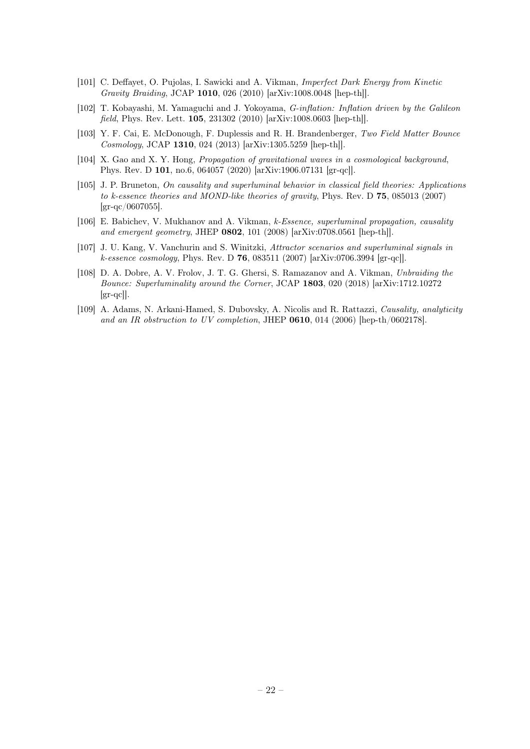[101] C. Deffayet, O. Pujolas, I. Sawicki and A. Vikman, *Imperfect Dark Energy from Kinetic Gravity Braiding*, JCAP **1010**, 026 (2010) [arXiv:1008.0048 [hep-th]].

[102] T. Kobayashi, M. Yamaguchi and J. Yokoyama, *G-inflation: Inflation driven by the Galileon field*, Phys. Rev. Lett. **105**, 231302 (2010) [arXiv:1008.0603 [hep-th]].

[103] Y. F. Cai, E. McDonough, F. Duplessis and R. H. Brandenberger, *Two Field Matter Bounce Cosmology*, JCAP **1310**, 024 (2013) [arXiv:1305.5259 [hep-th]].

[104] X. Gao and X. Y. Hong, *Propagation of gravitational waves in a cosmological background*, Phys. Rev. D **101**, no.6, 064057 (2020) [arXiv:1906.07131 [gr-qc]].

[105] J. P. Bruneton, *On causality and superluminal behavior in classical field theories: Applications to k-essence theories and MOND-like theories of gravity*, Phys. Rev. D **75**, 085013 (2007) [gr-qc/0607055].

[106] E. Babichev, V. Mukhanov and A. Vikman, *k-Essence, superluminal propagation, causality and emergent geometry*, JHEP **0802**, 101 (2008) [arXiv:0708.0561 [hep-th]].

[107] J. U. Kang, V. Vanchurin and S. Winitzki, *Attractor scenarios and superluminal signals in k-essence cosmology*, Phys. Rev. D **76**, 083511 (2007) [arXiv:0706.3994 [gr-qc]].

[108] D. A. Dobre, A. V. Frolov, J. T. G. Ghersi, S. Ramazanov and A. Vikman, *Unbraiding the Bounce: Superluminality around the Corner*, JCAP **1803**, 020 (2018) [arXiv:1712.10272 [gr-qc]].

[109] A. Adams, N. Arkani-Hamed, S. Dubovsky, A. Nicolis and R. Rattazzi, *Causality, analyticity and an IR obstruction to UV completion*, JHEP **0610**, 014 (2006) [hep-th/0602178].